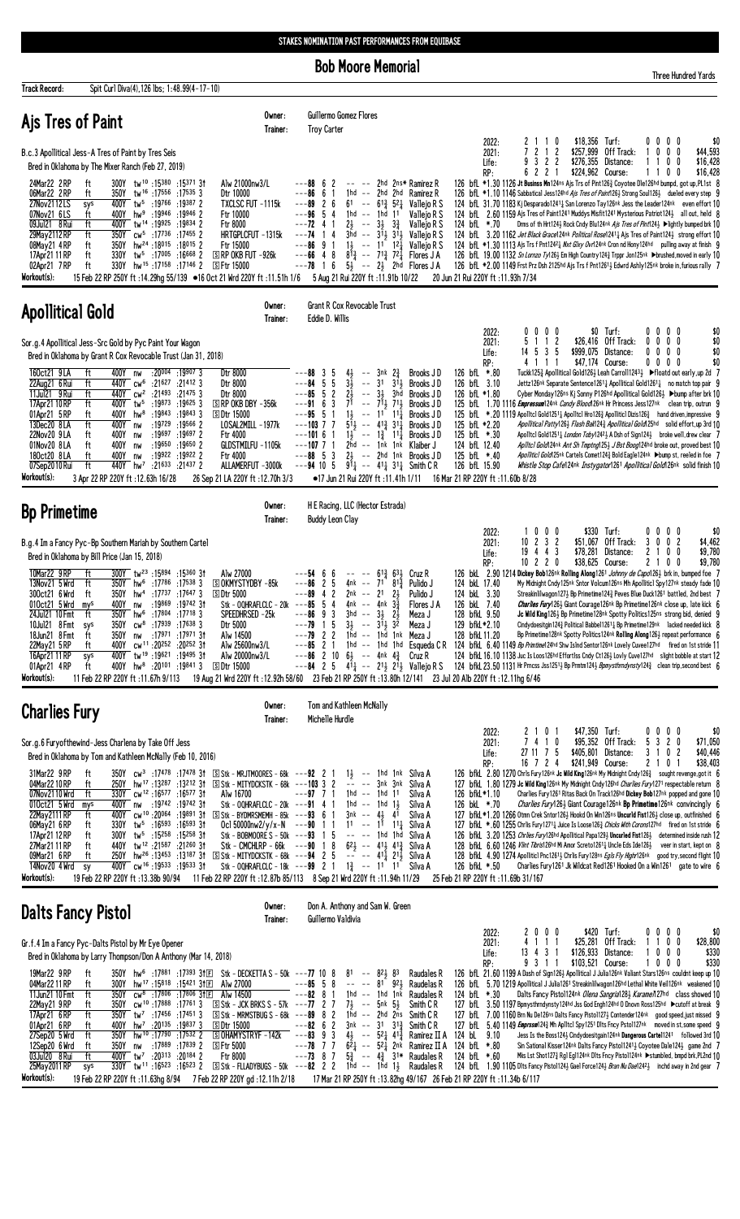STAKES NOMINATION PAST PERFORMANCES FROM EQUIBASE

# Bob Moore Memorial

Three Hundred Yards

**Track Record:** Spit Curl Diva(4),126 lbs; 1:48.99(4-17-10)

## Ajs Tres of Paint

**Owner:** Guillermo Gomez Flores
**Trainer:** Troy Carter

B.c.3 Apollitical Jess-A Tres of Paint by Tres Seis

Bred in Oklahoma by The Mixer Ranch (Feb 27, 2019)

| | Starts | 1st | 2nd | 3rd | Earnings | | Starts | 1st | 2nd | 3rd | Earnings |
|---|---|---|---|---|---|---|---|---|---|---|---|
| 2022: | 2 | 1 | 1 | 0 | $18,356 | Turf: | 0 | 0 | 0 | 0 | $0 |
| 2021: | 7 | 2 | 1 | 2 | $257,999 | Off Track: | 1 | 0 | 0 | 0 | $44,593 |
| Life: | 9 | 3 | 2 | 2 | $276,355 | Distance: | 1 | 1 | 0 | 0 | $16,428 |
| RP: | 6 | 2 | 2 | 1 | $224,962 | Course: | 1 | 1 | 0 | 0 | $16,428 |

```
24Mar22 2RP   ft   300Y tw10 :15380 :15371 3↑  Alw 21000nw3/L      ---88  6 2   --  --  2hd  2ns* Ramirez R   126 bfL *1.30 1126 Jt Business Mn126ns Ajs Trs of Pint126½ Coyotee Dle126hd bumpd, got up,PL1st 8
06Mar22 2RP   ft   350Y tw16 :17556 :17535 3   Dtr 10000           ---86  6 1   1hd --  2hd  2hd  Ramirez R   126 bfL *1.10 1146 Sabbatical Jess126hd Ajs Tres of Paint126½ Strong Soul126½ dueled every step 9
27Nov21 12LS  sys  400Y tw5 :19766 :19387 2    TXCLSC FUT -1115k   ---89  2 6   61  --  61¾  52¼  Vallejo R S  124 bfL 31.70 1183 Kj Desparado124¾ San Lorenzo Tay126nk Jess the Leader124nk even effort 10
07Nov21 6LS   ft   400Y hw9 :19946 :19946 2    Ftr 10000           ---96  5 4   1hd --  1hd  11   Vallejo R S  124 bfL 2.60 1159 Ajs Tres of Paint1241 Muddys Misfit1241 Mysterious Patriot124½ all out, held 8
09Jul21 8Rui  ft   400Y tw14 :19925 :19834 2   Ftr 8000            ---72  4 1   2½  --  3½   3¾   Vallejo R S  124 bfL *.70 Drms of th Hrt124½ Rock Cndy Blu124nk Ajs Tres of Pint124¼ ▶lightly bumped brk 10
29May21 12RP  ft   350Y cw5 :17736 :17455 2    HRTGPLCFUT -1315k   ---74  1 4   3hd --  31½  31¼  Vallejo R S  124 bfL 3.20 1162 Jet Black Grace124nk Political Rose1241¼ Ajs Tres of Paint124½ strong effort 10
08May21 4RP   ft   350Y hw24 :18015 :18015 2   Ftr 15000           ---86  9 1   1½  --  11   12¼  Vallejo R S  124 bfL *1.30 1113 Ajs Trs f Pnt1242¼ Nxt Glxy Ovr124nk Crnn nd Hony124hd pulling away at finish 9
17Apr21 11RP  ft   330Y tw5 :17005 :16668 2    SRP OKB FUT -926k   ---66  4 8   81¾ --  71¾  72¼  Flores J A   126 bfL 19.00 1132 Sn Lornzo Ty126½ Em Hgh Country124½ Trppr Jon125nk ▶brushed,moved in early 10
02Apr21 7RP   ft   330Y hw15 :17158 :17146 2   SFtr 15000          ---78  1 6   5½  --  2½   2hd  Flores J A   126 bfL *2.00 1149 Frst Prz Dsh2125hd Ajs Trs f Pnt1261¼ Edwrd Ashly125nk broke in,furious rally 7
```

**Workout(s):** 15 Feb 22 RP 250Y ft :14.29hg 55/139 ●16 Oct 21 Wrd 220Y ft :11.51h 1/6 5 Aug 21 Rui 220Y ft :11.91b 10/22 20 Jun 21 Rui 220Y ft :11.93h 7/34

## Apollitical Gold

**Owner:** Grant R Cox Revocable Trust
**Trainer:** Eddie D. Willis

Sor.g.4 Apollitical Jess-Src Gold by Pyc Paint Your Wagon

Bred in Oklahoma by Grant R Cox Revocable Trust (Jan 31, 2018)

| | Starts | 1st | 2nd | 3rd | Earnings | | Starts | 1st | 2nd | 3rd | Earnings |
|---|---|---|---|---|---|---|---|---|---|---|---|
| 2022: | 0 | 0 | 0 | 0 | $0 | Turf: | 0 | 0 | 0 | 0 | $0 |
| 2021: | 5 | 1 | 1 | 2 | $26,416 | Off Track: | 0 | 0 | 0 | 0 | $0 |
| Life: | 14 | 5 | 3 | 5 | $999,075 | Distance: | 0 | 0 | 0 | 0 | $0 |
| RP: | 4 | 1 | 1 | 1 | $47,134 | Course: | 0 | 0 | 0 | 0 | $0 |

```
16Oct21 9LA   ft   400Y nw :20004 :19907 3     Dtr 8000            ---88  3 5   4½  --  3nk  2¾   Brooks J D   126 bfL *.80 Tuckk125½ Apollitical Gold125¾ Leah Carroll1243¾ ▶floatd out early,up 2d 7
22Aug21 6Rui  ft   440Y cw6 :21627 :21412 3    Dtr 8000            ---84  5 5   3½  --  31   31½  Brooks J D   126 bfL 3.10 Jettz126nk Separate Sentence1261¼ Apollitical Gold1261¼ no match top pair 9
11Jul21 9Rui  ft   440Y cw2 :21493 :21475 3    Dtr 8000            ---85  5 2   2½  --  3½   3hd  Brooks J D   126 bfL *1.80 Cyber Monday126ns Kj Sonny P126hd Apollitical Gold126½ ▶bump after brk 10
17Apr21 10RP  ft   400Y tw5 :19873 :19625 3    SRP OKB DBY -356k   ---91  6 3   71  --  71½  71½  Brooks J D   125 bfL 1.70 1116 Empressum124nk Candy Blood126nk Hr Princess Jess127nk clean trip, outrun 9
01Apr21 5RP   ft   400Y hw8 :19843 :19843 3    SDtr 15000          ---95  5 1   1½  --  11   11¼  Brooks J D   125 bfL *.20 1119 Apolltcl Gold1251¼ Apolltcl Hro126½ Apollitcl Dzis126½ hand driven,impressive 9
13Dec20 8LA   ft   400Y nw :19739 :19566 2     LOSALZMILL -1977k   ---103 7 7   51½ --  41¾  31¼  Brooks J D   125 bfL *2.20 Apollitical Patty126½ Flash Bak124¾ Apollitical Gold125hd solid effort,up 3rd 10
22Nov20 9LA   ft   400Y nw :19697 :19697 2     Ftr 4000            ---101 6 1   1½  --  1¾   11¼  Brooks J D   125 bfL *.30 Apolltcl Gold1251¼ London Toby124¾ A Dsh of Sign124½ broke well,drew clear 7
01Nov20 8LA   ft   400Y nw :19650 :19650 2     GLDSTMILFU -1105k   ---107 7 1   2hd --  1nk  1nk  Klaiber J    124 bfL 12.40 Apolltcl Gold124nk Ant Sh Tmptng125½ J Bst Boog124hd broke out, proved best 10
18Oct20 8LA   ft   400Y nw :19822 :19822 2     Ftr 4000            ---88  5 3   2½  --  2hd  1nk  Brooks J D   125 bfL *.90 Apollitcl Gold125nk Cartels Comet124¾ Bold Eagle124nk ▶bump st, reeled in foe 7
07Sep20 10Rui ft   440Y hw7 :21633 :21437 2    ALLAMERFUT -3000k   ---94 10 5   91¾ --  41¾  31¾  Smith C R    126 bfL 15.90 Whistle Stop Cafe124nk Instygator1261 Apollitical Gold126nk solid finish 10
```

**Workout(s):** 3 Apr 22 RP 220Y ft :12.63h 16/28 26 Sep 21 LA 220Y ft :12.70h 3/3 ●17 Jun 21 Rui 220Y ft :11.41h 1/11 16 Mar 21 RP 220Y ft :11.60b 8/28

## Bp Primetime

**Owner:** H E Racing, LLC (Hector Estrada)
**Trainer:** Buddy Leon Clay

B.g.4 Im a Fancy Pyc-Bp Southern Mariah by Southern Cartel

Bred in Oklahoma by Bill Price (Jan 15, 2018)

| | Starts | 1st | 2nd | 3rd | Earnings | | Starts | 1st | 2nd | 3rd | Earnings |
|---|---|---|---|---|---|---|---|---|---|---|---|
| 2022: | 1 | 0 | 0 | 0 | $330 | Turf: | 0 | 0 | 0 | 0 | $0 |
| 2021: | 10 | 2 | 3 | 2 | $51,067 | Off Track: | 3 | 0 | 0 | 2 | $4,462 |
| Life: | 19 | 4 | 4 | 3 | $78,281 | Distance: | 2 | 1 | 0 | 0 | $9,780 |
| RP: | 10 | 2 | 2 | 0 | $38,625 | Course: | 2 | 1 | 0 | 0 | $9,780 |

```
10Mar22 9RP   ft   300Y tw23 :15894 :15360 3↑  Alw 27000           ---54  6 6   --  --  61¾  63½  Cruz R       126 bfL 2.90 1214 Dickey Bob126nk Rolling Along1261 Johnny de Capo126½ brk in, bumped foe 7
13Nov21 5Wrd  ft   350Y hw6 :17786 :17538 3    SOKMYSTYDBY -85k    ---86  2 5   4nk --  71   81¾  Pulido J     124 bfL 17.40 My Midnight Cndy125nk Sntor Volcum126ns Mh Apollitcl Spy127nk steady fade 10
30Oct21 6Wrd  ft   350Y hw4 :17737 :17647 3    SDtr 5000           ---89  4 2   2nk --  21   2½   Pulido J     124 bfL 3.30 Streakinlilwagon127¾ Bp Primetime124½ Peves Blue Duck1261 battled, 2nd best 7
01Oct21 5Wrd  mys  400Y nw :19869 :19742 3↑    Stk - OQHRAFCLC - 20k ---85 5 4  4nk --  4nk  3¾   Flores J A   126 bfL 7.40 Charlies Fury126½ Giant Courage126nk Bp Primetime126nk close up, late kick 6
24Jul21 10Fmt ft   350Y hw6 :17804 :17718 3    SPEEDHRSED -25k     ---86  9 3   3hd --  3½   2½   Meza J       128 bfkL 9.50 Jc Wild King126½ Bp Primetime128nk Spotty Politics125ns strong bid, denied 9
10Jul21 8Fmt  sys  350Y cw4 :17939 :17638 3    Dtr 5000            ---79  1 5   3½  --  31½  32   Meza J       129 bfkL*2.10 Cindydoesitgin124¾ Political Babbel1261½ Bp Primetime129nk lacked needed kick 8
18Jun21 8Fmt  ft   350Y nw :17971 :17971 3↑    Alw 14500           ---79  2 2   1hd --  1hd  1nk  Meza J       128 bfkL11.20 Bp Primetime128nk Spotty Politics124nk Rolling Along126½ repeat performance 6
22May21 5RP   ft   400Y cw11 :20252 :20252 3↑  Alw 25600nw3/L      ---85  2 1   1hd --  1hd  1hd  Esqueda C R  124 bfkL 6.40 1149 Bp Primtme124hd Shw Islnd Sentor126nk Lovely Cuvee127hd fired on 1st stride 11
16Apr21 11RP  sys  400Y tw19 :19621 :19495 3↑  Alw 20000nw3/L      ---86  2 10  6½  --  4nk  4¾   Cruz R       124 bfkL 16.10 1138 Juc Is Loos126hd Effortlss Cndy Ct126½ Lovly Cuv127hd slight bobble at start 12
01Apr21 4RP   ft   400Y hw8 :20101 :19841 3    SFtr 15000          ---84  2 5   41¼ --  21½  21½  Vallejo R S  124 bfkL 23.50 1131 Hr Prncss Jss1251½ Bp Prmtm124½ Bpmysthrndynsty124½ clean trip,second best 6
```

**Workout(s):** 11 Feb 22 RP 220Y ft :11.67h 9/113 19 Aug 21 Wrd 220Y ft :12.92h 58/60 23 Feb 21 RP 250Y ft :13.80h 12/141 23 Jul 20 Alb 220Y ft :12.11hg 6/48

## Charlies Fury

**Owner:** Tom and Kathleen McNally
**Trainer:** Michelle Hurdle

Sor.g.6 Furyofthewind-Jess Charlena by Take Off Jess

Bred in Oklahoma by Tom and Kathleen McNally (Feb 10, 2016)

| | Starts | 1st | 2nd | 3rd | Earnings | | Starts | 1st | 2nd | 3rd | Earnings |
|---|---|---|---|---|---|---|---|---|---|---|---|
| 2022: | 2 | 1 | 0 | 1 | $47,350 | Turf: | 0 | 0 | 0 | 0 | $0 |
| 2021: | 7 | 4 | 1 | 0 | $95,352 | Off Track: | 5 | 3 | 2 | 0 | $71,050 |
| Life: | 27 | 11 | 7 | 5 | $405,801 | Distance: | 3 | 1 | 0 | 2 | $40,446 |
| RP: | 16 | 7 | 2 | 4 | $241,949 | Course: | 2 | 1 | 0 | 1 | $38,403 |

```
31Mar22 9RP   ft   350Y cw3 :17478 :17478 3↑  SStk - MRJTMOORES - 68k ---92 2 1  1½  --  1hd  1nk  Silva A      126 bfkL 2.80 1270 Chrls Fury126nk Jc Wild King126nk My Midnight Cndy126½ sought revenge,got it 6
04Mar22 10RP  ft   250Y hw17 :13287 :13212 3↑ SStk - MITYDCKSTK - 68k ---103 3 2  --  --  3nk  3nk  Silva A      127 bfkL 1.80 1279 Jc Wild King126nk My Midnight Cndy126hd Charlies Fury1271 respectable return 8
07Nov21 10Wrd ft   330Y cw12 :16577 :16577 3↑ Alw 16700           ---97  7 1   1hd --  1hd  11   Silva A      126 bfkL*1.10 Charlies Fury1261 Ritas Back On Track126hd Dickey Bob127hd popped and gone 10
01Oct21 5Wrd  mys  400Y nw :19742 :19742 3↑    Stk - OQHRAFCLC - 20k ---91 4 1  1hd --  1hd  1½   Silva A      126 bfkL *.70 Charlies Fury126½ Giant Courage126nk Bp Primetime126nk convincingly 6
22May21 11RP  ft   400Y cw10 :20064 :19891 3↑ SStk - BYDMRSMEMH - 85k ---93 6 1  3nk --  4½   41   Silva A      127 bfkL*1.20 1266 Otmn Crek Sntor126½ Hookd On Win126ns Uncuried Fist126½ close up, outfinished 6
06May21 6RP   ft   330Y tw5 :16593 :16593 3↑  Ocl 50000nw2/y/x-N  ---90  1 1   11  --  11   11¼  Silva A      127 bfkL *.60 1255 Chrls Fury1271¼ Juice Is Loose126½ Chicks With Corona127hd fired on 1st stride 6
17Apr21 12RP  ft   300Y tw5 :15258 :15258 3↑   Stk - BOBMOORE S - 50k ---93 1 5  --  --  1hd  1hd  Silva A      126 bfkL 3.20 1253 Chrlies Fury126hd Apolltical Papa129½ Uncuried Fist126½ determined inside rush 12
27Mar21 11RP  ft   440Y tw12 :21587 :21260 3↑  Stk - CMCHLRP - 66k ---90 1 8  62½ --  41½  41¾  Silva A      128 bfkL 6.60 1246 Vlnt Tlbrst126hd Mi Amor Screto1261½ Uncle Eds 1de126½ veer in start, kept on 8
09Mar21 6RP   ft   250Y hw26 :13453 :13187 3↑ SStk - MITYDCKSTK - 68k ---94 2 5  --  --  41¾  21½  Silva A      128 bfkL 4.90 1274 Apollitcl Pnc1261½ Chrls Fury128ns Egls Fly Hghr126nk good try,second flight 10
14Nov20 4Wrd  sy   400Y cw16 :19533 :19533 3↑  Stk - OQHRAFCLC - 18k ---99 2 1  1¾  --  11   11   Silva A      126 bfkL *.50 Charlies Fury1261 Jk Wildcat Red1261 Hooked On a Win1261 gate to wire 6
```

**Workout(s):** 19 Feb 22 RP 220Y ft :13.38b 90/94 11 Feb 22 RP 220Y ft :12.87b 85/113 8 Sep 21 Wrd 220Y ft :11.94h 11/29 25 Feb 21 RP 220Y ft :11.69b 31/167

## Dalts Fancy Pistol

**Owner:** Don A. Anthony and Sam W. Green
**Trainer:** Guillermo Valdivia

Gr.f.4 Im a Fancy Pyc-Dalts Pistol by Mr Eye Opener

Bred in Oklahoma by Larry Thompson/Don A Anthony (Mar 14, 2018)

| | Starts | 1st | 2nd | 3rd | Earnings | | Starts | 1st | 2nd | 3rd | Earnings |
|---|---|---|---|---|---|---|---|---|---|---|---|
| 2022: | 2 | 0 | 0 | 0 | $420 | Turf: | 0 | 0 | 0 | 0 | $0 |
| 2021: | 4 | 1 | 1 | 1 | $25,281 | Off Track: | 1 | 1 | 0 | 0 | $28,800 |
| Life: | 13 | 4 | 3 | 1 | $126,933 | Distance: | 1 | 0 | 0 | 0 | $330 |
| RP: | 9 | 3 | 1 | 1 | $103,521 | Course: | 1 | 0 | 0 | 0 | $330 |

```
19Mar22 9RP   ft   350Y hw6 :17881 :17393 3↑F  Stk - DECKETTA S - 50k ---77 10 8  81  --  82½  83   Raudales R   126 bfkL 21.60 1199 A Dash of Sign126½ Apollitical J Julia126nk Valiant Stars126ns couldnt keep up 10
04Mar22 11RP  ft   300Y hw17 :15818 :15421 3↑F Alw 27000           ---85  5 8   --  --  81   92½  Raudales R   126 bfL 5.70 1219 Apollitical J Julia1261 Streakinlilwagon126hd Lethal White Veil126nk weakened 10
11Jun21 10Fmt ft   350Y cw8 :17806 :17806 3↑F  Alw 14500           ---82  8 1   1hd --  1hd  1nk  Raudales R   124 bfL *.30 Dalts Fancy Pistol124nk Olena Sangria128½ Karamel127hd class showed 10
22May21 9RP   ft   350Y cw10 :17888 :17761 3   SStk - JCK BRKS S - 57k ---77 2 7  7½  --  5nk  5½   Smith C R    127 bfL 3.50 1197 Bpmysthrndynsty124hd Jss God Engh124hd O Dnovn Ross125hd ▶cutoff at break 9
17Apr21 6RP   ft   350Y tw7 :17456 :17451 3    SStk - MRMSTBUG S - 68k ---89 8 2  1hd --  2hd  2ns  Smith C R    127 bfL 7.00 1160 Brn Nu De126ns Dalts Fancy Pistol127½ Contender124nk good speed,just missed 9
01Apr21 6RP   ft   400Y hw7 :20135 :19837 3    SDtr 15000          ---82  6 2   3nk --  31   31¾  Smith C R    127 bfL 5.40 1149 Emprssm124½ Mh Apllticl Spy1251 Dlts Fncy Pstol127nk moved in st,some speed 9
27Sep20 5Wrd  ft   350Y hw10 :17790 :17532 2   SOHAMYSTRYF -142k   ---83  9 3   4½  --  52¼  41¾  Ramirez II A 124 bL 9.10 Jess Is the Boss124½ Cindydoesitgain124nk Dangerous Cartel1241 followed 3rd 10
12Sep20 6Wrd  ft   350Y nw :17889 :17839 2     SFtr 5000           ---78  7 7   62½ --  52½  2nk  Ramirez II A 124 bfL *.80 Sin Sational Kisser124nk Dalts Fancy Pistol1241¼ Coyotee Dale124½ game 2nd 7
03Jul20 8Rui  ft   400Y tw7 :20313 :20184 2    Ftr 8000            ---73  8 7   5¾  --  4¾   31*  Raudales R   124 bfL *.60 Mls Lst Shot127½ Rgl Egl124nk Dlts Fncy Pstol124nk ▶stumbled, bmpd brk,PL2nd 10
25May20 11RP  sys  330Y tw11 :16523 :16523 2   SStk - FLLADYBUGS - 50k ---82 2 2  1hd --  1hd  1½   Raudales R   124 bfL 1.90 1105 Dlts Fncy Pistol124½ Gael Force124½ Bran Nu Dae1242¼ inchd away in 2nd gear 7
```

**Workout(s):** 19 Feb 22 RP 220Y ft :11.63hg 8/94 7 Feb 22 RP 220Y gd :12.11h 2/18 17 Mar 21 RP 250Y ft :13.82hg 49/167 26 Feb 21 RP 220Y ft :11.34b 6/117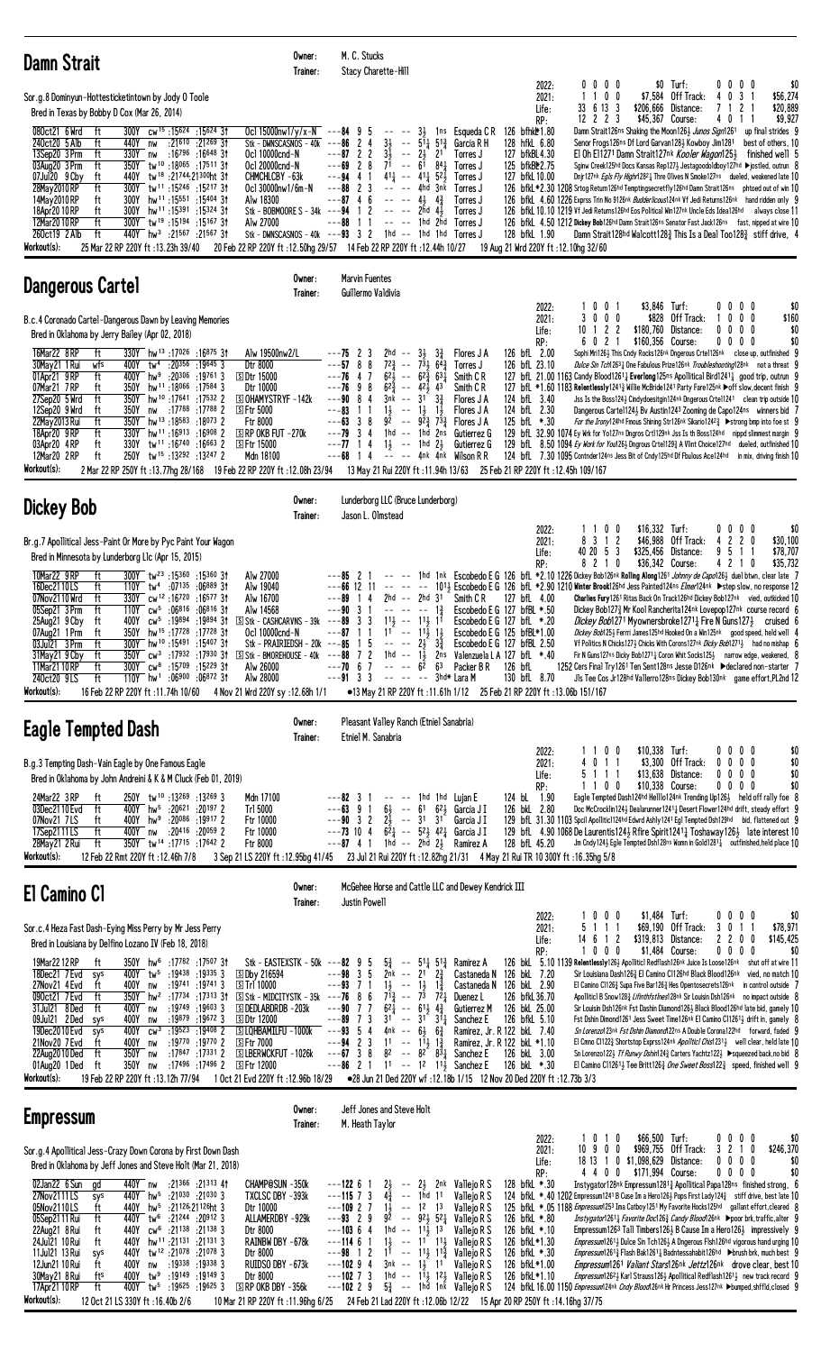## Damn Strait

Owner: M. C. Stucks
Trainer: Stacy Charette-Hill

Sor.g.8 Dominyun-Hottesticketintown by Jody O Toole
Bred in Texas by Bobby D Cox (Mar 26, 2014)

| | | | | | | |
|---|---|---|---|---|---|---|
| 2022: | 0 0 0 0 | $0 | Turf: | 0 0 0 0 | $0 |
| 2021: | 1 1 0 0 | $7,584 | Off Track: | 4 0 3 1 | $56,274 |
| Life: | 33 6 13 3 | $206,666 | Distance: | 7 1 2 1 | $20,889 |
| RP: | 12 2 2 3 | $45,367 | Course: | 4 0 1 1 | $9,927 |

```
08Oct21 6Wrd  ft  300Y cw15 :15624 :15624 3↑ Ocl 15000nw1/y/x-N ---84 9 5  -- -- 3½ 1ns Esqueda C R 126 bfhkL*1.80 Damn Strait126ns Shaking the Moon126½ Junos Sign126¹ up final strides 9
24Oct20 5Alb  ft  440Y nw  :21610 :21269 3↑ Stk - DMNSCASNOS - 40k ---86 2 4  3½ -- 5¹¼ 5¹¾ Garcia R H 128 hfkL 6.80 Senor Frogs126ns Df Lord Garvan128½ Kowboy Jim128¹ best of others, 10
13Sep20 3Prm  ft  330Y nw  :16796 :16648 3↑ Ocl 10000cnd-N ---87 2 2  3½ -- 2½ 2¹ Torres J 127 bfkBL4.30 El Oh El127¹ Damn Strait127nk Kooler Wagon125½ finished well 5
03Aug20 3Prm  ft  350Y tw10 :18065 :17511 3↑ Ocl 20000cnd-N ---69 2 8  7¹ -- 6¹ 8¼ Torres J 125 bfkBL2.75 Sgjnw Creek125hd Docs Kansas Rep127½ Jestagoodoldboy127hd ▶jostled, outrun 8
07Jul20 9Cby  ft  440Y tw18 :21744 :21300hd 3↑ CHMCHLCBY -63k ---94 4 1  4¹¼ -- 4¹¼ 5²½ Torres J 127 bfkL10.00 Dnjr127nk Egls Fly Hghr128²¼ The Olives N Smoke127ns dueled, weakened late 10
20May20 10RP  ft  300Y tw11 :15246 :15217 3↑ Ocl 30000nw1/6m-N ---88 2 3  -- -- 4hd 3nk Torres J 126 bfkL*2.30 1208 Strtog Return126hd Temptingsecretfly126hd Damn Strait126ns pitched out of win 10
14May20 10RP  ft  300Y hw11 :15551 :15404 3↑ Alw 18300 ---87 4 6  -- -- 4½ 4¾ Torres J 126 bfkL 4.60 1226 Exprss Trin No 9126nk Budderbcaus124nk Vf Jedi Returns126nk hand ridden only 9
18Apr20 10RP  ft  300Y hw11 :15391 :15324 3↑ Stk - BOBMOORE S - 34k ---94 1 2  -- -- 2hd 4½ Torres J 126 bfkL10.10 1219 Vf Jedi Returns128hd Eos Political Win127nk Uncle Eds Idea126hd always close 11
12Mar20 10RP  ft  300Y tw19 :15194 :15167 3↑ Alw 27000 ---88 1 1  -- -- 1hd 2hd Torres J 126 bfkL 4.50 1212 Dickey Bob126hd Damn Strait126ns Senator Fast Jack126ns fast, nipped at wire 10
26Oct19 2Alb  ft  440Y hw3 :21567 :21567 3↑ Stk - DMNSCASNOS - 40k ---93 3 2  1hd -- 1hd 1hd Torres J 128 bfkL 1.90 Damn Strait128hd Walcott128⅞ This Is a Deal Too128⅞ stiff drive, 4
```
Workout(s): 25 Mar 22 RP 220Y ft :13.23h 39/40 | 20 Feb 22 RP 220Y ft :12.50hg 29/57 | 14 Feb 22 RP 220Y ft :12.44h 10/27 | 19 Aug 21 Wrd 220Y ft :12.10hg 32/60

## Dangerous Cartel

Owner: Marvin Fuentes
Trainer: Guillermo Valdivia

B.c.4 Coronado Cartel-Dangerous Dawn by Leaving Memories
Bred in Oklahoma by Jerry Bailey (Apr 02, 2018)

| | | | | | | |
|---|---|---|---|---|---|---|
| 2022: | 1 0 0 1 | $3,846 | Turf: | 0 0 0 0 | $0 |
| 2021: | 3 0 0 0 | $828 | Off Track: | 1 0 0 0 | $160 |
| Life: | 10 1 2 2 | $180,760 | Distance: | 0 0 0 0 | $0 |
| RP: | 6 0 2 1 | $160,356 | Course: | 0 0 0 0 | $0 |

```
16Mar22 8RP   ft  330Y hw13 :17026 :16875 3↑ Alw 19500nw2/L ---75 2 3  2hd -- 3½ 3¾ Flores J A 126 bfL 2.00 Sophi Mn126½ This Cndy Rocks126nk Dngerous Crtel126nk close up, outfinished 9
30May21 1Rui  wfs 400Y tw4 :20356 :19645 3  Dtr 8000 ---57 8 8  7²¾ -- 7¾ 6¾ Torres J 126 bfL 23.10 Dulce Sin Tchl126¹ One Fabulous Prize126nk Troubleshooting128nk not a threat 9
01Apr21 9RP   ft  400Y hw9 :20306 :19761 3  Ⓢ Dtr 15000 ---76 4 7  6²½ -- 6²¾ 6³¼ Smith C R 127 bfL 21.00 1163 Candy Blood126¹½ Everlong125ns Apollitical Bird124¹½ good trip, outrun 9
07Mar21 7RP   ft  350Y hw11 :18066 :17584 3  Dtr 10000 ---76 9 8  6²¾ -- 4²½ 4³ Smith C R 127 bfL *1.60 1183 Relentlessly124¹½ Willie McBride124¹ Party Fare125nk ▶off slow,decent finish 9
27Sep20 5Wrd  ft  350Y tw10 :17641 :17532 2  Ⓢ OHAMYSTRYF -142k ---90 8 4  3nk -- 3¹ 3¾ Flores J A 124 bfL 3.40 Jss Is the Boss124½ Cindydoesitgin124nk Dngerous Crtel124¹ clean trip outside 10
12Sep20 9Wrd  ft  350Y nw  :17788 :17788 2  Ⓢ Ftr 5000 ---83 1 1  1½ -- 1½ 1½ Flores J A 124 bfL 2.30 Dangerous Cartel124½ Bv Austin124¾ Zooming de Capo124ns winners bid 7
22May20 3Rui  ft  350Y hw13 :18583 :18073 2  Ftr 8000 ---63 3 8  9² -- 9²¾ 7¾ Flores J A 125 bfL *.30 For the Irony124hd Fmous Shining Str126nk Sikario124²½ ▶strong bmp into foe st 9
18Apr20 9RP   ft  330Y hw11 :16913 :16908 2  Ⓢ RP OKB FUT - 270k ---79 3 4  1hd -- 1hd 2ns Gutierrez G 129 bfL 32.90 1074 Ey Wrk for Yo127ns Dngros Crtl129nk Jss Is th Boss124hd nipped slimmest margin 9
03Apr20 4RP   ft  330Y tw11 :16740 :16663 2  Ⓢ Ftr 15000 ---77 1 4  1½ -- 1hd 2½ Gutierrez G 129 bfL 8.50 1094 Ey Wrk for You126½ Dngrous Crtel129¾ A Vlint Choice127hd dueled, outfinished 10
12Mar20 2RP   ft  250Y tw15 :13292 :13247 2  Mdn 18100 ---68 1 4  -- -- 4nk 4nk Wilson R R 124 bfL 7.30 1095 Contnder124ns Jess Bit of Cndy125hd Df Fbulous Ace124hd in mix, driving finish 10
```
Workout(s): 2 Mar 22 RP 250Y ft :13.77hg 28/168 | 19 Feb 22 RP 220Y ft :12.08h 23/94 | 13 May 21 Rui 220Y ft :11.94h 13/63 | 25 Feb 21 RP 220Y ft :12.45h 109/167

## Dickey Bob

Owner: Lunderborg LLC (Bruce Lunderborg)
Trainer: Jason L. Olmstead

Br.g.7 Apollitical Jess-Paint Or More by Pyc Paint Your Wagon
Bred in Minnesota by Lunderborg Llc (Apr 15, 2015)

| | | | | | | |
|---|---|---|---|---|---|---|
| 2022: | 1 1 0 0 | $16,332 | Turf: | 0 0 0 0 | $0 |
| 2021: | 8 3 1 2 | $46,988 | Off Track: | 4 2 2 0 | $30,100 |
| Life: | 40 20 5 3 | $325,456 | Distance: | 9 5 1 1 | $78,707 |
| RP: | 8 2 1 0 | $36,342 | Course: | 4 2 1 0 | $35,732 |

```
10Mar22 9RP   ft  300Y tw23 :15360 :15360 3↑ Alw 27000 ---85 2 1  -- -- 1hd 1nk Escobedo E G 126 bfL *2.10 1226 Dickey Bob126nk Rolling Along126¹ Johnny de Capo126½ duel btwn, clear late 7
16Dec21 10LS  ft  110Y tw4 :07135 :06889 3↑ Alw 19040 ---66 12 11 -- -- -- 10¹½ Escobedo E G 126 bfL *2.90 1210 Winter Brook126hd Jess Painted128ns Elmer124nk ▶step slow, no response 12
07Nov21 10Wrd ft  330Y cw12 :16720 :16577 3↑ Alw 16700 ---89 1 4  2hd -- 2hd 3¹ Smith C R 127 bfL 4.00 Charlies Fury126¹ Rttas Back On Track126hd Dickey Bob127nk vied, outkicked 10
05Sep21 3Prm  ft  110Y cw5 :06816 :06816 3↑ Alw 14568 ---90 3 1  -- -- -- 1¾ Escobedo E G 127 bfBL *.50 Dickey Bob127¾ Mr Kool Rancherita124nk Lovepop127nk course record 6
25Aug21 9Cby  ft  400Y cw5 :19894 :19894 3↑ Ⓢ Stk - CASHCARVNS - 39k ---89 3 3  1¹½ -- 1¹½ 1¹ Escobedo E G 127 bfL *.20 Dickey Bob127¹ Myownersbroke127¹¼ Fire N Guns127½ cruised 6
07Aug21 1Prm  ft  350Y hw15 :17728 :17728 3↑ Ocl 1000cnd-N ---87 1 1  1¹ -- 1¹½ 1½ Escobedo E G 125 bfBL*1.00 Dickey Bob125½ Ferrri James125hd Hooked On a Win125nk good speed, held well 4
03Jul21 3Prm  ft  300Y hw10 :15491 :15407 3↑ Stk - PRAIRIEDSH - 20k ---85 1 5  -- -- 2½ 3¾ Escobedo E G 127 bfBL 2.50 Vf Politics N Chicks127½ Chicks With Corona127nk Dicky Bob127¹¼ had no mishap 6
31May21 9Cby  ft  350Y cw3 :17932 :17930 3↑ Stk - VlenzuelaLA - ---88 7 2  1hd -- 1½ 2ns Valenzuela L A 127 bfL *.40 Fir N Guns127ns Dicky Bob127¹½ Coron Whit Socks125½ narrow edge, weakened, 8
11Mar21 10RP  ft  300Y cw8 :15709 :15229 3↑ Alw 26000 ---70 6 7  -- -- 6² 6³ Packer B R 126 bfL 1252 Cers Fina! Try126¹ Ten Sent128ns Jesse D126nk ▶declared non-starter 7
24Oct20 9LS   ft  110Y hw1 :06900 :06872 3↑ Alw 28000 ---91 3 3  -- -- -- 3hd* Lara M 130 bfL 8.70 Jls Tee Cos Jr128hd Vallerro128ns Dickey Bob130nk game effort,PL2nd 12
```
Workout(s): 16 Feb 22 RP 220Y ft :11.74h 10/60 | 4 Nov 21 Wrd 220Y sy :12.68h 1/1 | ●13 May 21 RP 220Y ft :11.61h 1/12 | 25 Feb 21 RP 220Y ft :13.06h 151/167

## Eagle Tempted Dash

Owner: Pleasant Valley Ranch (Etniel Sanabria)
Trainer: Etniel M. Sanabria

B.g.3 Tempting Dash-Vain Eagle by One Famous Eagle
Bred in Oklahoma by John Andreini & K & M Cluck (Feb 01, 2019)

| | | | | | | |
|---|---|---|---|---|---|---|
| 2022: | 1 1 0 0 | $10,338 | Turf: | 0 0 0 0 | $0 |
| 2021: | 4 0 1 1 | $3,300 | Off Track: | 0 0 0 0 | $0 |
| Life: | 5 1 1 1 | $13,638 | Distance: | 0 0 0 0 | $0 |
| RP: | 1 1 0 0 | $10,338 | Course: | 0 0 0 0 | $0 |

```
24Mar22 3RP   ft  250Y tw10 :13269 :13269 3  Mdn 17100 ---82 3 1  -- -- 1hd 1hd Lujan E 124 bL 1.90 Eagle Tempted Dash124hd HellIo124nk Trending Up126½ held off rally foe 8
03Dec21 10Evd ft  400Y hw5 :20621 :20197 2  Trl 5000 ---63 9 1  6½ -- 6¹ 6²½ Garcia J I 126 bkL 2.80 Doc McCrocklin124½ Dealarunner124½ Desert Flower124hd drift, steady effort 9
07Nov21 7LS   ft  400Y hw9 :20086 :19917 2  Ftr 10000 ---90 3 2  2½ -- 3¹ 3¹ Garcia J I 129 bfL 31.30 1103 Spcil Apolltic1124hd Edwrd Ashly124¹ Egl Tmpted Dsh129hd bid, flattened out 9
17Sep21 11LS  ft  400Y nw  :20416 :20059 2  Ftr 10000 ---73 10 4  6²¼ -- 5²½ 4²¼ Garcia J I 129 bfL 4.90 1068 De Laurentis124½ Rfire Spirit124¹¾ Toshaway126½ late interest 10
28May21 2Rui  ft  350Y tw14 :17715 :17642 2  Ftr 8000 ---87 4 1  1hd -- 2hd 2½ Ramirez A 128 bfL 45.20 Jm Cndy124½ Egle Tempted Dsh128nk Wonn in Gold128¹¼ outfinished,held place 10
```
Workout(s): 12 Feb 22 Rmt 220Y ft :12.46h 7/8 | 3 Sep 21 LS 220Y ft :12.95bg 41/45 | 23 Jul 21 Rui 220Y ft :12.82hg 21/31 | 4 May 21 Rui TR 300Y ft :16.35hg 5/8

## El Camino Cl

Owner: McGehee Horse and Cattle LLC and Dewey Kendrick III
Trainer: Justin Powell

Sor.c.4 Heza Fast Dash-Eying Miss Perry by Mr Jess Perry
Bred in Louisiana by Delfino Lozano IV (Feb 18, 2018)

| | | | | | | |
|---|---|---|---|---|---|---|
| 2022: | 1 0 0 0 | $1,484 | Turf: | 0 0 0 0 | $0 |
| 2021: | 5 1 1 1 | $69,190 | Off Track: | 3 0 1 1 | $78,971 |
| Life: | 14 6 1 2 | $319,813 | Distance: | 2 2 0 0 | $145,425 |
| RP: | 1 0 0 0 | $1,484 | Course: | 0 0 0 0 | $0 |

```
19Mar22 12RP  ft  350Y hw6 :17782 :17507 3↑ Stk - EASTEXSTK - 50k ---82 9 5  5¾ -- 5¹½ 5¹¾ Ramirez A 126 bkL 5.10 1139 Relentlessly126½ Apolltic! Redflash126nk Juice Is Loose126nk shut off at wire 11
18Dec21 7Evd  sys 400Y tw5 :19438 :19335 3  Ⓢ Dby 216594 ---98 3 5  2nk -- 2¹ 2¾ Castaneda N 126 bkL 7.20 Sir Louisiana Dash126¾ El Camino Cl126hd Black Blood126nk vied, no match 10
27Nov21 4Evd  ft  400Y nw  :19741 :19741 3  Ⓢ Trl 10000 ---93 7 1  1½ -- 1½ 1¾ Castaneda N 126 bkL 2.90 El Camino Cl126¾ Supa Five Bar126½ Hes Opentosecrets126nk in control outside 7
09Oct21 7Evd  ft  350Y hw2 :17734 :17313 3↑ Ⓢ Stk - MIDCITYSTK - 35k ---76 8 6  7¹¾ -- 7³ 7²¼ Duenez L 126 bkL36.70 Apolltici B Snow128½ Lifinthfstlnst128nk Sir Louisin Dsh126nk no impact outside 8
31Jul21 8Ded  ft  400Y nw  :19749 :19603 3  Ⓢ DEDLABDRDB -203k ---90 7 7  6²¼ -- 6¹½ 4¾ Gutierrez M 126 bkL 25.00 Sir Louisin Dsh126nk Fst Dshin Dimond126½ Black Blood126hd late bid, gamely 10
09Jul21 2Ded  sys 400Y nw  :19879 :19672 3  Ⓢ Dtr 12000 ---89 7 3  3¹ -- 3¹ 3¹¼ Sanchez E 126 bkL 5.10 Fst Dshin Dimond126¹ Jess Sweet Time126nk El Camino Cl126¹¼ drift in, gamely 8
19Dec20 10Evd sys 400Y cw3 :19523 :19408 2  Ⓢ LQHBAMILFU -1000k ---93 5 4  4nk -- 6½ 6¾ Ramirez, Jr. R 122 bkL 7.40 Sn Lorenzo123nk Fst Dshin Diamond122ns A Double Corona122hd forward, faded 9
21Nov20 7Evd  ft  400Y hw5 :19770 :19770 2  Ⓢ Ftr 7000 ---94 2 3  1¹ -- 1¹½ 1¾ Ramirez, Jr. R 122 bkL *1.10 El Cmno Cl122¾ Shortstop Exprss124nk Apolltic! Chsl23¹½ well clear, held late 10
22Aug20 10Ded ft  350Y nw  :17847 :17331 2  Ⓢ LBERWCKFUT -1026k ---67 3 8  8² -- 8² 8¾ Sanchez E 126 bkL 3.00 Sn Lorenzo122½ Tf Runwy Dshin124¾ Carters Yachtz122½ ▶squeezed back,no bid 8
01Aug20 1Ded  ft  350Y nw  :17496 :17496 2  Ⓢ Ftr 12000 ---86 2 1  1¹ -- 1² 1¹½ Sanchez E 126 bkL *.30 El Camino Cl126¹½ Tee Britt126½ One Sweet Boss122½ speed, finished well 9
```
Workout(s): 19 Feb 22 RP 220Y ft :13.12h 77/94 | 1 Oct 21 Evd 220Y ft :12.96b 18/29 | ●28 Jun 21 Ded 220Y wf :12.18b 1/15 | 12 Nov 20 Ded 220Y ft :12.73b 3/23

## Empressum

Owner: Jeff Jones and Steve Holt
Trainer: M. Heath Taylor

Sor.g.4 Apollitical Jess-Crazy Down Corona by First Down Dash
Bred in Oklahoma by Jeff Jones and Steve Holt (Mar 21, 2018)

| | | | | | | |
|---|---|---|---|---|---|---|
| 2022: | 1 0 1 0 | $66,500 | Turf: | 0 0 0 0 | $0 |
| 2021: | 10 9 0 0 | $969,755 | Off Track: | 3 2 1 0 | $246,370 |
| Life: | 18 13 1 0 | $1,098,629 | Distance: | 0 0 0 0 | $0 |
| RP: | 4 4 0 0 | $171,994 | Course: | 0 0 0 0 | $0 |

```
02Jan22 6Sun  gd  440Y nw  :21366 :21313 4↑ CHAMP@SUN -350k ---122 6 1  2½ -- 2½ 2nk Vallejo R S 128 bfkL *.30 Instygator128nk Empressum128¹¾ Apollitical Papa128ns finished strong, 6
27Nov21 11LS  sys 440Y hw5 :21030 :21030 3  TXCLSC DBY -393k ---115 7 3  4¾ -- 1hd 1¹ Vallejo R S 124 bfkL *.40 1202 Empressum124¹ B Cuse Im a Hero126½ Pops First Lady124¾ stiff drive, best late 10
05Nov21 10LS  ft  440Y hw5 :21126 :21126hd 3 Dtr 10000 ---109 2 7  1½ -- 1² 1³ Vallejo R S 125 bfkL *.05 1188 Empressum125³ Ima Catboy125¹ My Favorite Hocks125hd gallant effort,cleared 8
05Sep21 11Rui ft  440Y tw6 :21244 :20912 3  ALLAMERDBY -929k ---93 2 9  9² -- 9²½ 5²½ Vallejo R S 126 bfkL *.80 Instygator126½ Favorite Doc126½ Candy Blood126nk ▶poor brk,traffic,alter 9
22Aug21 8Rui  ft  440Y cw6 :21138 :21138 3  Dtr 8000 ---103 6 4  1hd -- 1¹½ 1³ Vallejo R S 126 bfkL *.10 Empressum126³ Tall Timbers126½ B Cause Im a Hero126½ impressively 9
24Jul21 10Rui ft  440Y hw11 :21131 :21131 3  RAINBW DBY -678k ---114 6 1  1½ -- 1¹ 1¹¾ Vallejo R S 126 bfkL*1.30 Empressum126¹¾ Dulce Sin Tch126¾ A Dngerous Flsh126hd vigorous hand urging 10
11Jul21 13Rui sys 440Y tw12 :21078 :21078 3  Dtr 8000 ---98 1 2  1¹ -- 1¹½ 1¹¾ Vallejo R S 126 bfkL *.30 Empressum126¹¾ Flash Bak126¹½ Badntessahabit126hd ▶brush brk, much best 9
12Jun21 10Rui ft  400Y nw  :19338 :19338 3  RUIDSO DBY -673k ---102 9 4  3nk -- 1½ 1¹ Vallejo R S 126 bfkL*1.00 Empressum126¹ Valiant Stars126nk Jetz126nk drove clear, best 10
30May21 8Rui  fts 400Y hw9 :19149 :19149 3  Dtr 8000 ---102 7 3  1hd -- 1¹½ 1²½ Vallejo R S 126 bfkL*1.10 Empressum126²½ Karl Strauss126½ Apollitical Redflash126¹½ new track record 9
17Apr21 10RP  ft  400Y tw15 :19625 :19625 3  Ⓢ RP OKB DBY -356k ---102 9 8  5¾ -- 1hd 1nk Vallejo R S 124 bfkL16.00 1150 Empressum124nk Cndy Blood126nk Hr Princess Jess127nk ▶bumped,shffld,closed 9
```
Workout(s): 12 Oct 21 LS 330Y ft :16.40b 2/6 | 10 Mar 21 RP 220Y ft :11.96hg 6/25 | 24 Feb 21 Lad 220Y ft :12.06b 12/22 | 15 Apr 20 RP 250Y ft :14.18hg 37/75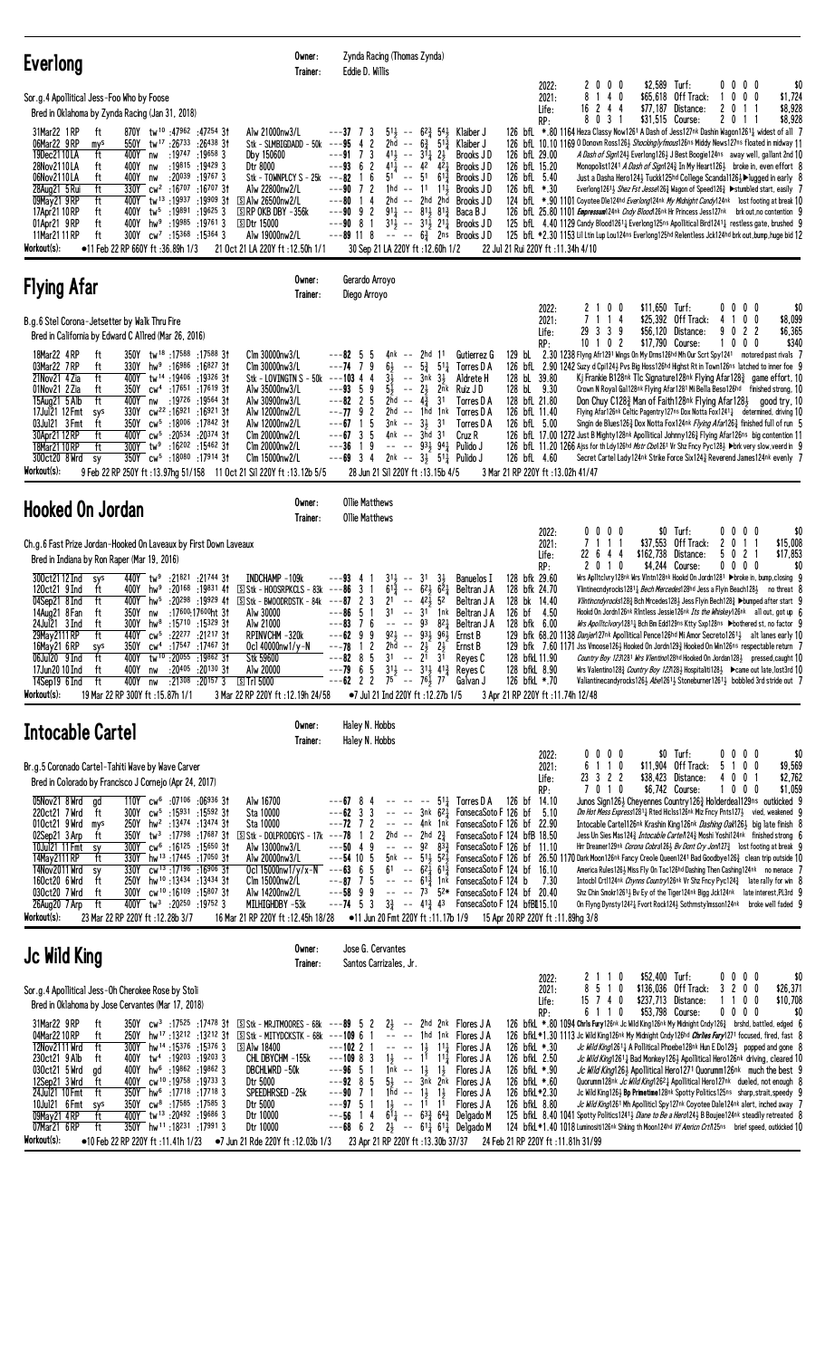## Everlong

Owner: Zynda Racing (Thomas Zynda)
Trainer: Eddie D. Willis

Sor.g.4 Apollitical Jess-Foo Who by Foose
Bred in Oklahoma by Zynda Racing (Jan 31, 2018)

| | | | | | |
|---|---|---|---|---|---|
| 2022: | 2 0 0 0 | $2,589 | Turf: | 0 0 0 0 | $0 |
| 2021: | 8 1 4 0 | $65,618 | Off Track: | 1 0 0 0 | $1,724 |
| Life: | 16 2 4 4 | $77,187 | Distance: | 2 0 1 1 | $8,928 |
| RP: | 8 0 3 1 | $31,515 | Course: | 2 0 1 1 | $8,928 |

```
31Mar22 1RP  ft  870Y tw10 :47962 :47254 3↑ Alw 21000nw3/L     ---37 7 3  5 1½ -- 6 2¾ 5 4½ Klaiber J   126 bfL *.80 1164 Heza Classy Now1261 A Dash of Jess127nk Dashin Wagon1261¼ widest of all 7
06Mar22 9RP  mys 550Y tw17 :26733 :26438 3↑ Stk - SLMBIGDADD - 50k ---95 4 2  2hd -- 6¾ 5 1¾ Klaiber J   126 bfL 10.10 1169 O Donovn Ross126½ Shockinglyfmous126ns Middy News127ns Floated in midway 11
19Dec21 10LA ft  400Y nw :19747 :19658 3  Dby 150600        ---91 7 3  4 1½ -- 3 1¼ 2½ Brooks J D  126 bfL 29.00 A Dash of Sigrl124¾ Everlong126½ J Best Boogie124ns away well, gallant 2nd 10
28Nov21 10LA ft  400Y nw :19815 :19429 3  Dtr 8000          ---93 6 2  4 1¼ -- 42 4 2½ Brooks J D  126 bfL 15.20 Monopolist1241 A Dash of Sigrl124½ In My Heart126½ broke in, even effort 8
06Nov21 10LA ft  400Y nw :20039 :19767 3  Stk - TOWNPLCY S - 25k ---82 1 6 51 -- 51 6 1¾ Brooks J D 126 bfL 5.40 Just a Dasha Hero124¾ Tuckk125hd College Scandal126¾ ▶lugged in early 8
28Aug21 5Rui ft  330Y cw2 :16707 :16707 3↑ Alw 22800nw2/L   ---90 7 2  1hd -- 11 1 1½ Brooks J D  126 bfL *.30 Everlong1261½ Shez Fst Jessie126¾ Wagon of Speed126½ ▶stumbled start, easily 7
09May21 9RP  ft  400Y tw13 :19937 :19909 3↑ S Alw 26500nw2/L ---80 1 4  2hd -- 2hd 2hd Brooks J D  124 bfL *.90 1101 Coyotee Ole124hd Everlong124nk My Midnight Candy124nk lost footing at break 10
17Apr21 10RP ft  400Y tw5 :19891 :19625 3  S RP OKB DBY -356k ---90 9 2 9 1¾ -- 8 1½ 8 3¾ Baca B J 126 bfL 25.80 1101 Empressum124nk Cndy Blood126nk Hr Princess Jess127nk no contention 9
01Apr21 9RP  ft  400Y hw9 :19985 :19761 3  S Dtr 15000       ---90 8 1  3 1½ -- 3 1¼ 2 1¼ Brooks J D 125 bfL 4.40 1129 Candy Blood1261¼ Everlong125ns Apollitical Bird1241½ restless gate, brushed 9
11Mar21 11RP ft  300Y cw7 :15368 :15364 3  Alw 19000nw2/L    ---89 11 8  -- -- 6¾ 2ns Brooks J D  125 bfL *2.30 1153 Lil Ltin Lup Lou124ns Everlong125hd Relentless Jck124hd brk out,bump,huge bid 12
Workout(s): ●11 Feb 22 RP 660Y ft :36.89h 1/3   21 Oct 21 LA 220Y ft :12.50h 1/1   30 Sep 21 LA 220Y ft :12.60h 1/2   22 Jul 21 Rui 220Y ft :11.34h 4/10
```

## Flying Afar

Owner: Gerardo Arroyo
Trainer: Diego Arroyo

B.g.6 Stel Corona-Jetsetter by Walk Thru Fire
Bred in California by Edward C Allred (Mar 26, 2016)

| | | | | | |
|---|---|---|---|---|---|
| 2022: | 2 1 0 0 | $11,650 | Turf: | 0 0 0 0 | $0 |
| 2021: | 7 1 1 4 | $25,392 | Off Track: | 4 1 0 0 | $8,099 |
| Life: | 29 3 3 9 | $56,120 | Distance: | 9 0 2 2 | $6,365 |
| RP: | 10 1 0 2 | $17,790 | Course: | 1 0 0 0 | $340 |

```
18Mar22 4RP  ft  350Y tw18 :17588 :17588 3↑ Clm 30000nw3/L    ---82 5 5  4nk -- 2hd 11 Gutierrez G 129 bL  2.30 1238 Flying Afr1291 Wings On My Drms126hd Mh Our Scrt Spy1261 motored past rivals 7
03Mar22 7RP  ft  330Y hw9 :16986 :16827 3↑ Clm 30000nw3/L    ---74 7 9  6½ -- 5¾ 5 1½ Torres D A 126 bfL 2.90 1242 Suzy d Cpi124½ Pvs Big Hoss126hd Highst Rt in Town126ns latched to inner foe 9
21Nov21 4Zia ft  400Y tw14 :19406 :19326 3↑ Stk - LOVINGTN S - 50k ---103 4 4 3½ -- 3nk 3½ Aldrete H 128 bL 39.80 Kj Frankie B128nk Tlc Signature128nk Flying Afar128¾ game effort, 10
01Nov21 2Zia ft  350Y cw4 :17651 :17619 3↑ Alw 35000nw3/L    ---93 5 9  5½ -- 2½ 2nk Ruiz J D    128 bL  9.30 Crown N Royal Gal128nk Flying Afar128¹ Mi Bella Beso126hd finished strong, 10
15Aug21 5Alb ft  400Y nw :19726 :19564 3↑ Alw 30900nw3/L    ---82 2 5  2hd -- 4¾ 31 Torres D A   128 bfL 21.80 Don Chuy C128¾ Man of Faith128nk Flying Afar128½ good try, 10
17Jul21 12Fmt sys 330Y cw22 :16921 :16921 3↑ Alw 12000nw2/L  ---77 9 2  2hd -- 1hd 1nk Torres D A  126 bfL 11.40 Flying Afar126nk Celtic Pagentry127ns Dox Notta Fox1261¼ determined, driving 10
03Jul21 3Fmt ft  350Y cw5 :18006 :17842 3↑ Alw 12000nw2/L    ---67 1 5  3nk -- 3½ 31 Torres D A   126 bfL 5.00 Singin de Blues126¾ Dox Notta Fox124nk Flying Afar126¾ finished full of run 5
30Apr21 12RP ft  400Y cw5 :20534 :20374 3↑ Clm 20000nw2/L    ---67 3 5  4nk -- 3hd 31 Cruz R       126 bfL 17.00 1272 Just B Mighty128nk Apollitical Johnny126¾ Flying Afar126ns big contention 11
18Mar21 10RP ft  300Y tw9 :16202 :15462 3↑ Clm 20000nw2/L    ---36 1 9  -- -- 9 3¾ 9 4¼ Pulido J  126 bfL 11.20 1266 Ajss for th Ldy126hd Mstr Cbo1261 Vr Shz Fncy Pyc128¾ ▶brk very slow,veerd in 9
30Oct20 8Wrd sy 350Y cw7 :18080 :17914 3↑ Clm 15000nw2/L    ---69 3 4  2nk -- 3½ 5 1¼ Pulido J    126 bfL 4.60 Secret Cartel Lady124nk Strike Force Six124¾ Reverend James124nk evenly 7
Workout(s): 9 Feb 22 RP 250Y ft :13.97hg 51/158   11 Oct 21 Sil 220Y ft :12.13b 5/5   28 Jun 21 Sil 220Y ft :13.15b 4/5   3 Mar 21 RP 220Y ft :13.02h 41/47
```

## Hooked On Jordan

Owner: Ollie Matthews
Trainer: Ollie Matthews

Ch.g.6 Fast Prize Jordan-Hooked On Laveaux by First Down Laveaux
Bred in Indiana by Ron Raper (Mar 13, 2016)

| | | | | | |
|---|---|---|---|---|---|
| 2022: | 0 0 0 0 | $0 | Turf: | 0 0 0 0 | $0 |
| 2021: | 7 1 1 1 | $37,553 | Off Track: | 2 0 1 1 | $15,008 |
| Life: | 22 6 4 4 | $162,738 | Distance: | 5 0 2 1 | $17,853 |
| RP: | 2 0 1 0 | $4,244 | Course: | 0 0 0 0 | $0 |

```
30Oct21 12Ind sys 440Y tw9 :21821 :21744 3↑ INDCHAMP -109k     ---93 4 1  3 1½ -- 31 3½ Banuelos I 128 bfk 29.60 Mrs Aplltclvry128nk Mrs Vlntn128nk Hookd On Jordn1281 ▶broke in, bump,closing 9
12Oct21 9Ind ft  400Y hw9 :20168 :19831 4↑ S Stk - HOOSRPKCLS - 84k ---86 3 1 6 1¾ -- 6 2½ 6 2¼ Beltran J A 128 bfk 24.70 Vlntinecndyrocks1281¼ Bech Mercedes128hd Jess a Flyin Beach128½ no threat 8
04Sep21 8Ind ft  400Y hw5 :20298 :19929 4↑ S Stk - BWOODRDSTK - 84k ---87 2 3 21 -- 4 2½ 52 Beltran J A 128 bk 14.40 Vlntinecndyrocks128¾ Bch Mrcedes128½ Jess Flyin Bech128¾ ▶bumped after start 9
14Aug21 8Fan ft  350Y nw :17600 :17600 ht 3↑ Alw 30000      ---86 5 1  31 -- 31 1nk Beltran J A 126 bf 4.50 Hookd On Jordn126nk Rlntless Jessie126nk Its the Whiskey126nk all out, got up 6
24Jul21 3Ind ft  300Y hw8 :15710 :15329 3↑ Alw 21000        ---83 7 6  -- -- 93 8 2¼ Beltran J A 128 bfk 6.00 Mrs Apollticlvry1281¼ Bch Bm Edd129ns Kttys Sxp128ns ▶bothered st, no factor 9
29May21 11RP ft  440Y cw5 :22277 :21217 3↑ RPINVCHM -320k    ---62 9 9  9 2½ -- 9 3¾ 9 6½ Ernst B   129 bfk 68.20 1138 Danjer127nk Apollitical Pence126hd Mi Amor Secreto1261¼ alt lanes early 10
16May21 6RP  sys 350Y cw4 :17547 :17467 3↑ Ocl 45000nw1/y-N  ---78 1 2  2hd -- 2½ 2½ Ernst B      129 bfk 7.60 1171 Jss Vnoose126¾ Hooked On Jordn128¾ Hooked On Mn126ns respectable return 7
06Jul20 9Ind ft  400Y tw10 :20055 :19862 3↑ Stk 59600        ---82 8 5  31 -- 21 31 Reyes C       128 bfkL11.90 Country Boy 123128½ Mrs Vlentino128hd Hooked On Jordan128½ pressed,caught 10
17Jun20 10Ind ft 400Y nw :20405 :20130 3↑ Alw 20000         ---79 6 5  3 1½ -- 3 1¼ 4 1¾ Reyes C   128 bfkL 8.90 Mrs Valentino128¾ Country Boy 123128¾ Hospitalit128¾ ▶came out late,lost 3rd 10
14Sep19 6Ind ft  400Y nw :21308 :20157 3 S Trl 5000          ---62 2 2  75 -- 7 6¼ 77 Galvan J   126 bfkL *.70 Valiantinecandyrocks126¾ Abel1261¼ Stoneburner1261½ bobbled 3rd stride out 7
Workout(s): 19 Mar 22 RP 300Y ft :15.87h 1/1   3 Mar 22 RP 220Y ft :12.19h 24/58   ●7 Jul 21 Ind 220Y ft :12.27b 1/5   3 Apr 21 RP 220Y ft :11.74h 12/48
```

## Intocable Cartel

Owner: Haley N. Hobbs
Trainer: Haley N. Hobbs

Br.g.5 Coronado Cartel-Tahiti Wave by Wave Carver
Bred in Colorado by Francisco J Cornejo (Apr 27, 2017)

| | | | | | |
|---|---|---|---|---|---|
| 2022: | 0 0 0 0 | $0 | Turf: | 0 0 0 0 | $0 |
| 2021: | 6 1 1 0 | $11,904 | Off Track: | 5 1 0 0 | $9,569 |
| Life: | 23 3 2 2 | $38,423 | Distance: | 4 0 0 1 | $2,762 |
| RP: | 7 0 1 0 | $6,742 | Course: | 1 0 0 0 | $1,059 |

```
05Nov21 8Wrd gd  110Y cw6 :07106 :06936 3↑ Alw 16700         ---67 8 4  -- -- -- 5 1¼ Torres D A 126 bf 14.10 Junos Sign126¾ Cheyennes Country126¾ Holderdeal129ns outkicked 9
22Oct21 7Wrd ft  300Y cw5 :15931 :15592 3↑ Sta 10000         ---62 3 3  -- -- 3nk 6 2¼ FonsecaSoto F 126 bf 5.10 Dn Hot Mess Express126½ Rted Hclss126hd Mz Fncy Pnts127½ vied, weakened 9
01Oct21 9Wrd mys 250Y hw2 :13474 :13474 3↑ Sta 10000         ---72 7 2  -- -- 4nk 1nk FonsecaSoto F 126 bf 22.90 Intocable Cartel126nk Krashin King126nk Dashing Oak126¾ big late finish 8
02Sep21 3Arp ft  350Y tw3 :17798 :17687 3↑ S Stk - DOLPRODGYS - 17k ---78 1 2 2hd -- 2hd 2¾ FonsecaSoto F 124 bfB 18.50 Jess Un Sies Mas124¾ Intocable Cartel124¾ Moshi Yoshi124nk finished strong 6
10Jul21 11Fmt sy 300Y cw6 :16125 :15650 3↑ Alw 13000nw3/L   ---50 4 9  -- -- 92 8 3¾ FonsecaSoto F 126 bf 11.10 Hrr Dreamer129nk Corona Cobra126¾ Bv Dont Cry Jon127¾ lost footing at break 9
14May21 11RP ft  330Y hw13 :17445 :17050 3↑ Alw 20000nw3/L  ---54 10 5  5nk -- 5 1¾ 5 2½ FonsecaSoto F 126 bf 26.50 1170 Dark Moon126nk Fancy Creole Queen1241 Bad Goodbye126¾ clean trip outside 10
14Nov20 11Wrd sy 330Y cw13 :17196 :19606 3↑ Ocl 15000nw1/y/x-N ---63 6 5 61 -- 6 2¼ 6 1¾ FonsecaSoto F 126 bf 16.10 America Rules126¾ Miss Fly On Tac126hd Dashing Then Cashing124nk no menace 7
16Oct20 6Wrd ft  250Y hw10 :13434 :13434 3↑ Clm 15000nw2/L   ---87 7 5  -- -- 6 1¾ 1nk FonsecaSoto F 124 b 7.30 Intocbl Crtl124nk Chyrns Country126nk Vr Shz Fncy Pyc124¾ late rally for win 8
03Oct20 7Wrd ft  300Y cw10 :16109 :15807 3↑ Alw 14200nw2/L   ---58 9 9  -- -- 73 52* FonsecaSoto F 124 bf 20.40 Shz Chin Smokr1261½ Bv Ey of the Tiger124hd Bigg Jck124nk late interest,PL3rd 9
26Aug20 7Arp ft  400Y cw3 :20250 :19752 3 MILHIGHDBY -53k     ---74 5 3  3¾ -- 4 1¾ 43 FonsecaSoto F 124 bfBL15.10 On Flyng Dynsty124¾ Fvort Rock124¾ Sothmstylmssn124nk broke well faded 9
Workout(s): 23 Mar 22 RP 220Y ft :12.28b 3/7   16 Mar 22 RP 220Y ft :12.45h 18/28   ●11 Jun 20 Fmt 220Y ft :11.17b 1/9   15 Apr 20 RP 220Y ft :11.89hg 3/8
```

## Jc Wild King

Owner: Jose G. Cervantes
Trainer: Santos Carrizales, Jr.

Sor.g.4 Apollitical Jess-Oh Cherokee Rose by Stoli
Bred in Oklahoma by Jose Cervantes (Mar 17, 2018)

| | | | | | |
|---|---|---|---|---|---|
| 2022: | 2 1 1 0 | $52,400 | Turf: | 0 0 0 0 | $0 |
| 2021: | 8 5 1 0 | $136,036 | Off Track: | 3 2 0 0 | $26,371 |
| Life: | 15 7 4 0 | $237,713 | Distance: | 1 1 0 0 | $10,708 |
| RP: | 6 1 1 0 | $53,798 | Course: | 0 0 0 0 | $0 |

```
31Mar22 9RP  ft  350Y cw3 :17525 :17478 3↑ S Stk - MRJTMOORES - 68k ---89 5 2 2½ -- 2hd 2nk Flores J A 126 bfkL *.80 1094 Chrls Fury126nk Jc Wild King126nk My Midnight Cndy126¾ brshd, battled, edged 6
04Mar22 10RP ft  250Y hw17 :13212 :13212 3↑ S Stk - MITYDCKSTK - 68k ---109 6 1 -- -- 1hd 1nk Flores J A 126 bfkL*1.30 1113 Jc Wild King126nk My Midnight Cndy126hd Chrlies Fury1271 focused, fired, fast 8
12Nov21 11Wrd ft 300Y hw14 :15376 :15376 3 S Alw 18400     ---102 2 1  -- -- 1½ 1 1¾ Flores J A 126 bfkL *.30 Jc Wild King1261¾ A Pollitical Phoebe128nk Hun E Do129½ popped and gone 8
23Oct21 9Alb ft  400Y tw4 :19203 :19203 3  CHL DBYCHM -155k   ---109 8 3  1½ -- 11 1 1¾ Flores J A  126 bfkL 2.50 Jc Wild King1261¾ Bad Monkey126¾ Apollitical Hero126nk driving, cleared 10
03Oct21 5Wrd gd  400Y hw6 :19862 :19862 3  DBCHLWRD -50k      ---96 5 1  1nk -- 1½ 1½ Flores J A  126 bfkL *.90 Jc Wild King126½ Apollitical Hero1271 Quorumm126nk much the best 9
12Sep21 3Wrd ft  400Y cw10 :19758 :19733 3  Dtr 5000          ---92 8 5  5½ -- 3nk 2nk Flores J A   126 bfkL *.60 Quorumm128nk Jc Wild King1262¼ Apollitical Hero127nk dueled, not enough 8
24Jul21 10Fmt ft 350Y hw6 :17718 :17718 3  SPEEDHRSED -25k   ---90 7 1  1hd -- 1½ 1½ Flores J A   126 bfkL*2.30 Jc Wild King126½ Bp Primetime128nk Spotty Politics125ns sharp,strait,speedy 9
10Jul21 6Fmt sys 350Y cw8 :17585 :17585 3  Dtr 5000          ---97 5 1  1½ -- 11 11 Flores J A    126 bfkL 8.80 Jc Wild King1261 Mh Apolltic| Spy127nk Coyotee Dale124nk alert, inched away 7
09May21 4RP  ft  400Y tw13 :20492 :19686 3  Dtr 10000         ---56 1 4  6 1¼ -- 6 3¾ 6 4¾ Delgado M  125 bfkL 8.40 1041 Spotty Politics1241¼ Diane to Be a Hero124½ B Boujee124nk steadily retreated 8
07Mar21 6RP  ft  350Y hw11 :18231 :17991 3  Dtr 10000         ---68 6 2  2½ -- 6 1¼ 6 1¾ Delgado M  124 bfkL*1.40 1018 Luminositi126nk Shking th Moon124hd Vf Americn Crt125ns brief speed, outkicked 10
Workout(s): ●10 Feb 22 RP 220Y ft :11.41h 1/23   ●7 Jun 21 Rde 220Y ft :12.03b 1/3   23 Apr 21 RP 220Y ft :13.30b 37/37   24 Feb 21 RP 220Y ft :11.81h 31/99
```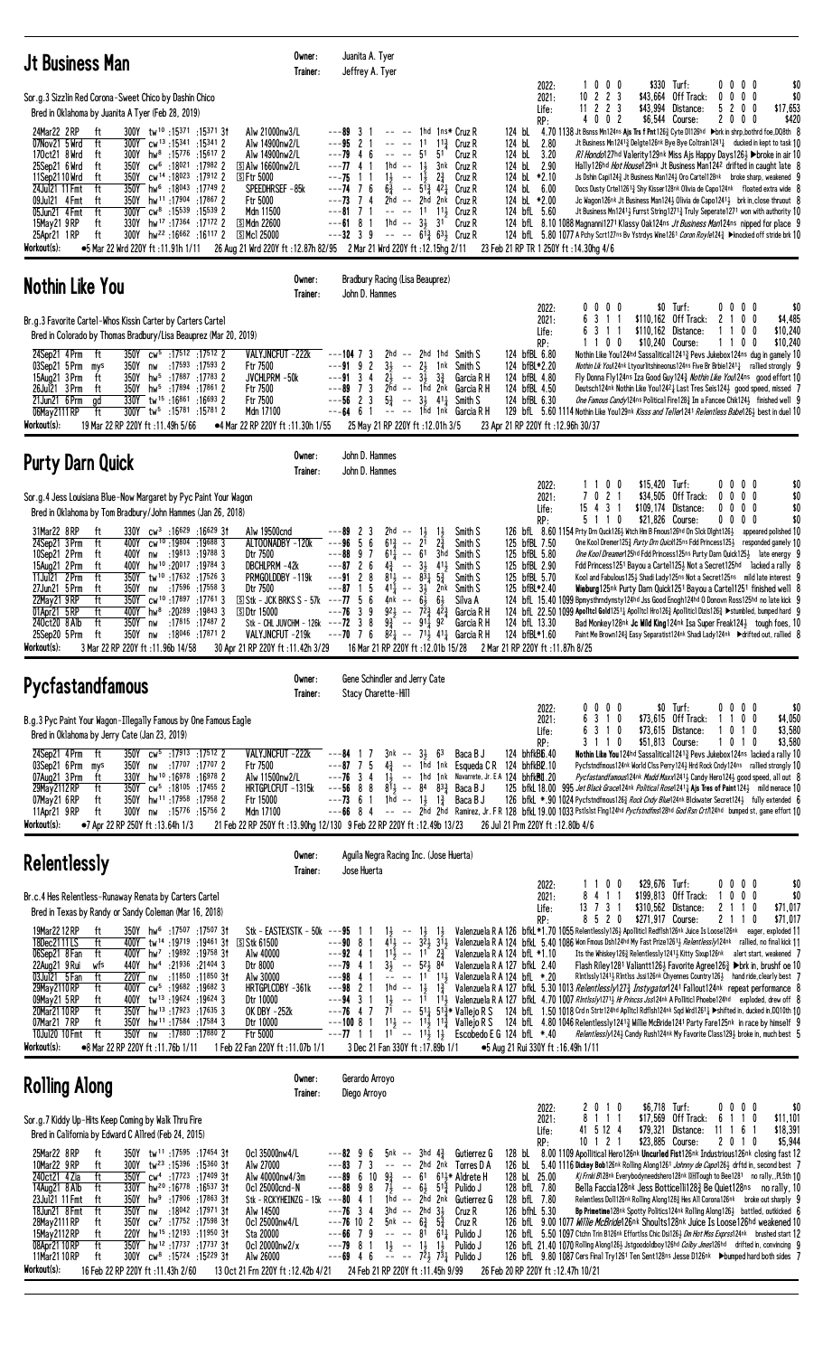## Jt Business Man

Owner: Juanita A. Tyer
Trainer: Jeffrey A. Tyer

Sor.g.3 Sizzlin Red Corona-Sweet Chico by Dashin Chico
Bred in Oklahoma by Juanita A Tyer (Feb 28, 2019)

| | | | | | |
|---|---|---|---|---|---|
| 2022: | 1 0 0 0 | $330 | Turf: | 0 0 0 0 | $0 |
| 2021: | 10 2 2 3 | $43,664 | Off Track: | 0 0 0 0 | $0 |
| Life: | 11 2 2 3 | $43,994 | Distance: | 5 2 0 0 | $17,653 |
| RP: | 4 0 0 2 | $6,544 | Course: | 2 0 0 0 | $420 |

```
24Mar22 2RP  ft  300Y tw10 :15371 :15371 3↑ Alw 21000nw3/L   ---89 3 1  -- -- 1hd 1ns* Cruz R  124 bL  4.70 1138 Jt Bsnss Mn124ns Ajs Trs f Fr126½ Cyte Dl126hd ▶brk in shrp,bothrd foe,DQ8th 8
07Nov21 5Wrd ft  300Y cw13 :15341 :15341 2 Alw 14900nw2/L   ---95 2 1  -- -- 11 11¾ Cruz R  124 bL  2.80  Jt Business Mn1241¾ Delgte126nk Bye Bye Coltrain1241¼  ducked in kept to task 10
17Oct21 8Wrd ft  300Y hw8 :15776 :15617 2  Alw 14900nw2/L   ---79 4 6  -- -- 51 51 Cruz R  124 bL  3.20  Rl Hondo127hd Valerity129nk Miss Ajs Happy Days126½ ▶broke in air 10
25Sep21 6Wrd ft  350Y cw6 :18021 :17982 2  [S]Alw 16600nw2/L ---77 4 1  1hd -- 1½ 3nk Cruz R  124 bL  2.90  Hally126hd Hot House129nk Jt Business Man124² drifted in caught late 8
11Sep21 10Wrd ft 350Y cw14 :18023 :17912 2 [S]Ftr 5000     ---75 1 1  1½ -- 1½ 2¾ Cruz R  124 bL  *2.10 Js Dshin Cap124¾ Jt Business Man124½ Oro Cartel128nk  broke sharp, weakened 9
24Jul21 11Fmt ft 350Y hw6 :18043 :17749 2  SPEEDHRSEF -85k  ---74 7 6  6¾ -- 51¾ 42¼ Cruz R  124 bL  6.00  Docs Dusty Crtel1261½ Shy Kisser128nk Olivia de Capo124nk  floated extra wide 8
09Jul21 4Fmt ft  350Y hw11 :17904 :17867 2 Ftr 5000        ---73 7 4  2hd -- 2hd 2nk Cruz R  124 bL  *2.00 Jc Wagon126nk Jt Business Man124¼ Olivia de Capo1241¼  brk in,close thruout 8
05Jun21 4Fmt ft  300Y cw8 :15539 :15539 2  Mdn 11500       ---81 7 1  -- -- 11 11½ Cruz R  124 bfL 5.60  Jt Business Mn1241½ Furrst String1271¼ Truly Seperate1271 won with authority 10
15May21 9RP  ft  330Y hw17 :17364 :17172 2 [S]Mdn 22600     ---61 8 1  1hd -- 3½ 31 Cruz R  124 bfL 8.10 1088 Magnanni1271 Klassy Oak124ns Jt Business Man124ns nipped for place 9
25Apr21 1RP  ft  300Y hw22 :16662 :16117 2 [S]Mcl 25000    ---32 3 9  -- -- 61¾ 63½ Cruz R  124 bfL 5.80 1077 A Pchy Scrt127ns Bv Ystrdys Wine1261 Coron Royle124¾ ▶knocked off stride brk 10
Workout(s): ●5 Mar 22 Wrd 220Y ft :11.91h 1/11  26 Aug 21 Wrd 220Y ft :12.87h 82/95  2 Mar 21 Wrd 220Y ft :12.15hg 2/11  23 Feb 21 RP TR 1 250Y ft :14.30hg 4/6
```

## Nothin Like You

Owner: Bradbury Racing (Lisa Beauprez)
Trainer: John D. Hammes

Br.g.3 Favorite Cartel-Whos Kissin Carter by Carters Cartel
Bred in Colorado by Thomas Bradbury/Lisa Beauprez (Mar 20, 2019)

| | | | | | |
|---|---|---|---|---|---|
| 2022: | 0 0 0 0 | $0 | Turf: | 0 0 0 0 | $0 |
| 2021: | 6 3 1 1 | $110,162 | Off Track: | 2 1 0 0 | $4,485 |
| Life: | 6 3 1 1 | $110,162 | Distance: | 1 1 0 0 | $10,240 |
| RP: | 1 1 0 0 | $10,240 | Course: | 1 1 0 0 | $10,240 |

```
24Sep21 4Prm ft  350Y cw5 :17512 :17512 2  VALYJNCFUT -222k ---104 7 3  2hd -- 2hd 1hd Smith S   124 bfBL 6.80 Nothin Like You124hd Sassalitical1241¾ Pevs Jukebox124ns dug in gamely 10
03Sep21 5Prm mys 350Y nw :17593 :17593 2   Ftr 7500        ---91 9 2  3½ -- 2½ 1nk Smith S   124 bfBL*2.20 Nothin Lik You124nk Ltyourltshineonus124ns Five Br Brbie1241¼  rallied strongly 9
15Aug21 3Prm ft  350Y hw5 :17867 :17783 2  JVCHLPRM -50k   ---91 3 4  2½ -- 3½ 3¾ Garcia R H 124 bfBL 4.80 Fly Donna Fly124ns Iza Good Guy124¾ Nothin Like You124ns  good effort 10
26Jul21 3Prm ft  350Y hw5 :17894 :17861 2  Ftr 7500        ---89 7 3  2hd -- 1hd 2nk Garcia R H 124 bfBL 4.50 Deutsch124nk Nothin Like You124²¼ Last Tres Seis124¼  good speed, missed 7
21Jun21 6Prm gd  330Y tw15 :16861 :16693 2 Ftr 7500        ---56 2 3  5¾ -- 3½ 41¼ Smith S   124 bfBL 6.30 One Famous Candy124ns Political Fire128½ Im a Fancee Chik124½  finished well 9
06May2111RP ft   300Y tw5 :15781 :15781 2  Mdn 17100       ---64 6 1  -- -- 1hd 1nk Garcia R H 129 bfL 5.60 1114 Nothin Like You129nk Kisss and Tellr1241 Relentless Babe126½ best in duel 10
Workout(s): 19 Mar 22 RP 220Y ft :11.49h 5/66  ●4 Mar 22 RP 220Y ft :11.30h 1/55  25 May 21 RP 220Y ft :12.01h 3/5  23 Apr 21 RP 220Y ft :12.96h 30/37
```

## Purty Darn Quick

Owner: John D. Hammes
Trainer: John D. Hammes

Sor.g.4 Jess Louisiana Blue-Now Margaret by Pyc Paint Your Wagon
Bred in Oklahoma by Tom Bradbury/John Hammes (Jan 26, 2018)

| | | | | | |
|---|---|---|---|---|---|
| 2022: | 1 1 0 0 | $15,420 | Turf: | 0 0 0 0 | $0 |
| 2021: | 7 0 2 1 | $34,505 | Off Track: | 0 0 0 0 | $0 |
| Life: | 15 4 3 1 | $109,174 | Distance: | 0 0 0 0 | $0 |
| RP: | 5 1 1 0 | $21,826 | Course: | 0 0 0 0 | $0 |

```
31Mar22 8RP  ft  330Y cw3 :16629 :16629 3↑ Alw 19500cnd      ---89 2 3  2hd -- 1½ 1½ Smith S   126 bfL 8.60 1154 Prty Drn Quck126½ Wtch Hm B Fnous126hd On Slck Dlght126½  appeared polished 10
24Sep21 3Prm ft  400Y cw10 :19804 :19688 3 ALTOONADBY -120k  ---96 5 6  6¹½ -- 2¹ 2¾ Smith S   125 bfBL 7.50 One Kool Dremer125¾ Purty Drn Quick125ns Fdd Princess125¼  responded gamely 10
10Sep21 2Prm ft  400Y nw :19813 :19788 3    Dtr 7500          ---88 9 7  6¹¼ -- 61 3hd Smith S   125 bfBL 5.80 One Kool Dreamer125hd Fdd Princess125ns Purty Darn Quick125½  late energy 9
15Aug21 2Prm ft  400Y hw10 :20017 :19784 3 DBCHLPRM -42k     ---87 2 6  4¾ -- 3½ 41½ Smith S   125 bfBL 2.90 Fdd Princess1251 Bayou a Cartel125½ Not a Secret125hd  lacked a rally 8
11Jul21 2Prm ft  350Y tw10 :17632 :17526 3 PRMGOLDDBY -119k  ---91 2 8  8¹½ -- 83¼ 5¾ Smith S   125 bfBL 5.70 Kool and Fabulous125½ Shadi Lady125ns Not a Secret125ns  mild late interest 9
27Jun21 5Prm ft  350Y nw :17596 :17558 3    Dtr 7500          ---87 1 5  4¹¼ -- 3½ 2nk Smith S   125 bfBL*2.40 Wieburg125nk Purty Darn Quick1251 Bayou a Cartel1251 finished well 8
22May21 9RP  ft  350Y cw10 :17897 :17761 3 [S]Stk - JCK BRKS S - 57k ---77 5 6  4nk -- 6½ 6½ Silva A   124 bfL 15.40 1099 Bpmysthrndynsty124hd Jss Good Enogh124hd O Donovn Ross125hd no late kick 9
01Apr21 5RP  ft  400Y hw8 :20289 :19843 3  [S]Dtr 15000      ---76 3 9  9²½ -- 7²¾ 4²¾ Garcia R H 124 bfL 22.50 1099 Apolltcl Gold1251¼ Apolltcl Hro126¾ Apollticl Dizis126½ ▶stumbled, bumped hard 9
24Oct20 8Alb ft  350Y nw :17815 :17487 2    Stk - CHL JUVCHM - 126k ---72 3 8  9¾ -- 91¼ 9² Garcia R H 124 bfL 13.30 Bad Monkey128nk Jc Wild King124nk Isa Super Freak124¾  tough foes, 10
25Sep20 5Prm ft  350Y nw :18040 :17871 2    VALYJNCFUT -219k  ---70 7 6  8²¼ -- 7¹½ 4¹¼ Garcia R H 124 bfBL*1.60 Paint Me Brown124½ Easy Separatist124nk Shadi Lady124nk ▶drifted out, rallied 8
Workout(s): 3 Mar 22 RP 220Y ft :11.96b 14/58  30 Apr 21 RP 220Y ft :11.42h 3/29  16 Mar 21 RP 220Y ft :12.01b 15/28  2 Mar 21 RP 220Y ft :11.87h 8/25
```

## Pycfastandfamous

Owner: Gene Schindler and Jerry Cate
Trainer: Stacy Cherrie-Hill

B.g.3 Pyc Paint Your Wagon-Illegally Famous by One Famous Eagle
Bred in Oklahoma by Jerry Cate (Jan 23, 2019)

| | | | | | |
|---|---|---|---|---|---|
| 2022: | 0 0 0 0 | $0 | Turf: | 0 0 0 0 | $0 |
| 2021: | 6 3 1 0 | $73,615 | Off Track: | 1 1 0 0 | $4,050 |
| Life: | 6 3 1 0 | $73,615 | Distance: | 1 0 1 0 | $3,580 |
| RP: | 3 1 1 0 | $51,813 | Course: | 1 0 1 0 | $3,580 |

```
24Sep21 4Prm ft  350Y cw5 :17913 :17512 2  VALYJNCFUT -222k  ---84 1 7  3nk -- 3½ 6³ Baca B J  124 bhfkBB.40 Nothin Like You124hd Sassalitical1241¾ Pevs Jukebox124ns lacked a rally 10
03Sep21 6Prm mys 350Y nw :17707 :17707 2   Ftr 7500          ---87 7 5  4¹½ -- 1hd 1nk Esqueda C R 124 bhfkBB2.10 Pycfstndfmous124nk World Clss Perry124¾ Hrd Rock Cndy124ns  rallied strongly 10
07Aug21 3Prm ft  330Y hw10 :16978 :16978 2 Alw 11500nw2/L    ---76 3 4  1½ -- 1hd 1nk Navarrete, Jr. E A 124 bhfkBB1.20 Pycfastandfamous124nk Madd Maxx1241¼ Candy Hero124¾ good speed, all out 8
29May2112RP ft   350Y cw5 :18105 :17455 2  HRTGPLCFUT -1315k ---56 8 8  8¹½ -- 8⁴ 8³¾ Baca B J  125 bfkL 18.00 995 Jet Black Grace124nk Political Rose1241¼ Ajs Tres of Paint124½ mild menace 10
07May21 6RP  ft  350Y hw11 :17958 :17958 2 Ftr 15000        ---73 6 1  1hd -- 1½ 1¾ Baca B J  126 bfkL *.90 1024 Pycfstndfmous126¾ Rock Cndy Blue124nk Blckwater Secret124½  fully extended 6
11Apr21 9RP  ft  300Y nw :15776 :15756 2    Mdn 17100         ---66 8 4  -- -- 2hd 2hd Ramirez, Jr. F R 128 bfkL 19.00 1033 Pstlslst Flng124hd Pycfstndfmes128hd God Rsn Crtl124hd  bumped st, game effort 10
Workout(s): ●7 Apr 22 RP 250Y ft :13.64h 1/3  21 Feb 22 RP 250Y ft :13.90hg 12/130  9 Feb 22 RP 220Y ft :12.49h 13/23  26 Jul 21 Prm 220Y ft :12.80b 4/6
```

## Relentlessly

Owner: Aguila Negra Racing Inc. (Jose Huerta)
Trainer: Jose Huerta

Br.c.4 Hes Relentless-Runaway Renata by Carters Cartel
Bred in Texas by Randy or Sandy Coleman (Mar 16, 2018)

| | | | | | |
|---|---|---|---|---|---|
| 2022: | 1 1 0 0 | $29,676 | Turf: | 0 0 0 0 | $0 |
| 2021: | 8 4 1 1 | $199,813 | Off Track: | 1 0 0 0 | $0 |
| Life: | 13 7 3 1 | $310,562 | Distance: | 2 1 1 0 | $71,017 |
| RP: | 8 5 2 0 | $271,917 | Course: | 2 1 1 0 | $71,017 |

```
19Mar22 12RP ft  350Y hw6 :17507 :17507 3↑ Stk - EASTEXSTK - 50k ---95 1 1  1½ -- 1½ 1½ Valenzuela R A 126 bfkL*1.70 1055 Relentlessly126½ Apollticl Redflsh126nk Juice Is Loose126nk  eager, exploded 11
18Dec21 11LS ft  400Y tw14 :19719 :19461 3↑ [S]Stk 61500   ---90 8 1  4¹½ -- 3²½ 3¹½ Valenzuela R A 124 bfkL 5.40 1086 Mon Fmous Dsh124hd My Fast Prize1261½ Relentlessly124nk  rallied, no final kick 11
06Sep21 8Fan ft  400Y tw7 :19892 :19758 3↑ Alw 40000       ---92 4 1  1¹½ -- 1¹ 2¾ Valenzuela R A 124 bfkL *1.10 Its the Whiskey126¾ Relentlessly1241¼ Kitty Sixup126nk  alert start, weakened 7
22Aug21 9Rui wfs 440Y hw4 :21936 :21404 3  Dtr 8000          ---79 4 1  3½ -- 5²½ 8⁴ Valenzuela R A 127 bfkL 2.40 Flash Riley1281 Valiantt126½ Favorite Agree126¾ ▶brk in, brushf oe 10
03Jul21 5Fan ft  220Y nw :11850 :11850 3↑ Alw 30000         ---98 4 1  -- -- 11 1¹½ Valenzuela R A 124 bfkL *.20 Rlntlssly1241½ Rlntlss Jss126nk Chyennes Country126½  hand ride,clearly best 7
29May2110RP ft   400Y cw5 :19682 :19682 3  HRTGPLCDBY -361k  ---98 2 1  1hd -- 1½ 1¾ Valenzuela R A 127 bfkL 5.30 1013 Relentlessly127¾ Instygator1241 Fallout124nk repeat performance 8
09May21 5RP  ft  400Y tw13 :19624 :19624 3 Dtr 10000         ---94 3 1  1½ -- 11 1¹½ Valenzuela R A 127 bfkL 4.70 1007 Rlntlssly1271½ Jr Princss Jss124nk A Politicl Phoebe124hd  exploded, drew off 8
20Mar21 10RP ft  350Y tw13 :17923 :17635 3 OK DBY -252k     ---76 4 7  7¹½ -- 5¹½ 5¹¾* Vallejo R S 124 bfkL 1.50 1018 Crd n Strtr124hd Aplltcl Rdflsh124nk Sgd Wrd1261½ ▶shifted in, ducked in,DQ10th 10
07Mar21 7RP  ft  350Y hw11 :17584 :17584 3 Dtr 10000        ---100 8 1  1¹½ -- 1¹½ 1¹¾ Vallejo R S 124 bfkL 4.80 1046 Relentlessly1241¾ Millie McBride1241 Party Fare125nk in race by himself 9
10Jul20 10Fmt ft 350Y nw :17860 :17860 2   Ftr 5000           ---77 1 1  1¹ -- 1¹½ 1¾ Escobedo E G 124 bfL *.40 Relentlessly124¾ Candy Rush124nk My Favorite Class129½ broke in, much best 5
Workout(s): ●8 Mar 22 RP 220Y ft :11.76b 1/11  1 Feb 22 Fan 220Y ft :11.07b 1/1  3 Dec 21 Fan 330Y ft :17.89b 1/1  ●5 Aug 21 Rui 330Y ft :16.49h 1/11
```

## Rolling Along

Owner: Gerardo Arroyo
Trainer: Diego Arroyo

Sor.g.7 Kiddy Up-Hits Keep Coming by Walk Thru Fire
Bred in California by Edward C Allred (Feb 24, 2015)

| | | | | | |
|---|---|---|---|---|---|
| 2022: | 2 0 1 0 | $6,718 | Turf: | 0 0 0 0 | $0 |
| 2021: | 8 1 1 1 | $17,569 | Off Track: | 6 1 1 0 | $11,101 |
| Life: | 41 5 12 4 | $79,321 | Distance: | 11 1 6 1 | $18,391 |
| RP: | 10 1 2 1 | $23,685 | Course: | 2 0 1 0 | $5,944 |

```
25Mar22 8RP  ft  350Y tw11 :17595 :17454 3↑ Ocl 35000nw4/L   ---82 9 6  5nk -- 3hd 4¾ Gutierrez G 128 bL 8.00 1109 Apollitical Hero126nk Uncurled Fist126nk Industrious126nk closing fast 12
10Mar22 9RP  ft  300Y tw23 :15396 :15360 3↑ Alw 27000        ---83 7 3  -- -- 2hd 2nk Torres D A 126 bL 5.40 1116 Dickey Bob126nk Rolling Along1261 Johnny de Capo126½ drifted in, second best 7
24Oct21 4Zia ft  350Y cw4 :17723 :17409 3↑ Alw 40000nw4/3m   ---89 6 10 9¾ -- 61 6¹¾* Aldrete H 128 bL 25.00 Kj Frnki B128nk Everybodyneedshero128nk BHTough to Bee1281  no rally, PL5th 10
14Aug21 8Alb ft  330Y hw20 :16778 :16537 3↑ Ocl 25000cnd-N   ---88 9 8  7½ -- 6½ 5¹¾ Pulido J 128 bfL 7.80 Bella Faccia128nk Jess Botticelli128¾ Be Quiet128ns  no rally, 10
23Jul21 11Fmt ft 350Y hw9 :17906 :17863 3↑ Stk - RCKYHEINZG - 15k ---80 4 1  1hd -- 2hd 2nk Gutierrez G 128 fL 7.80 Relentless Doll126nk Rolling Along128½ Hes All Corona126nk  broke out sharply 9
18Jun21 8Fmt ft  350Y nw :18042 :17971 3↑ Alw 14500          ---76 3 4  3hd -- 2hd 3½ Cruz R 126 bfL 5.30 Bp Primetime128nk Spotty Politics124nk Rolling Along126½  battled, outkicked 6
28May2111RP ft   350Y cw7 :17752 :17598 3↑ Ocl 25000nw4/L   ---76 10 2  5nk -- 6¾ 5¾ Cruz R 126 bfL 9.00 1077 Millie McBride126nk Shoults128nk Juice Is Loose126hd weakened 10
15May2112RP ft   220Y hw15 :12193 :11950 3↑ Sta 20000        ---66 7 9  -- -- 81 6¹¼ Pulido J 126 bfL 5.50 1097 Ctchn Trin B126nk Effortlss Chic Dsl126¾ Dn Hot Hss Exprss124nk  brushed start 12
08Apr21 10RP ft  350Y hw12 :17737 :17737 3↑ Ocl 20000nw2/x  ---79 8 1  1½ -- 1½ 1½ Pulido J 126 bfL 21.40 1070 Rolling Along126½ Jstgoodoldboy126hd Colby Jnes126hd drifted in, convincing 9
11Mar21 10RP ft  300Y cw8 :15724 :15229 3↑ Alw 26000         ---69 4 6  -- -- 7²½ 7³¼ Pulido J 126 bfL 9.80 1087 Cers Final Try1261 Ten Sent126ns Jesse D126nk ▶bumped hard both sides 7
Workout(s): 16 Feb 22 RP 220Y ft :11.43h 2/60  13 Oct 21 Frn 220Y ft :12.42b 4/21  24 Feb 21 RP 220Y ft :11.45h 9/99  26 Feb 20 RP 220Y ft :12.47h 10/21
```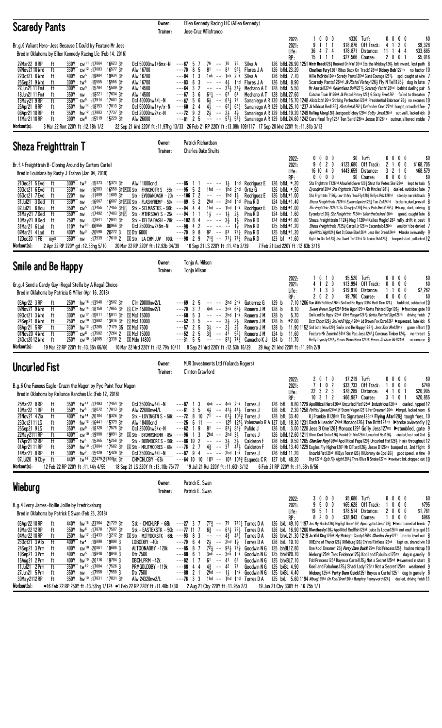## Scaredy Pants

Owner: Ellen Kennedy Racing LLC (Allen Kennedy)
Trainer: Jose Cruz Villafranco

Br.g.6 Valiant Hero-Jess Because I Could by Feature Mr Jess
Bred in Oklahoma by Ellen Kennedy Racing Llc (Feb 14, 2016)

| | | | | | |
|---|---|---|---|---|---|
| 2022: | 1 0 0 0 | $330 | Turf: | 0 0 0 0 | $0 |
| 2021: | 9 1 1 1 | $18,876 | Off Track: | 4 1 2 0 | $9,328 |
| Life: | 36 4 7 4 | $78,871 | Distance: | 11 1 4 4 | $33,685 |
| RP: | 15 1 1 1 | $27,566 | Course: | 2 0 0 1 | $5,016 |

```
27Mar22 8RP   ft  330Y cw11 :17064 :16623 3↑  Ocl 50000nw1/6mx-N  ---67 5 7  76 -- 76 73    Silva A       126 bfkL 26.90 1251 Wntr Brook126½ Hooked On Win126nk Its the Whiskey126½ brk inward, lost path 8
07Nov21 10Wrd ft  330Y cw12 :17083 :16577 3↑  Alw 16700           ---70 8 5  81 -- 81 93½   Flores J A    126 bfkL 23.20      Charlies Fury1261 Ritas Back On Track126hd Dickey Bob127nk no factor 10
22Oct21 6Wrd  ft  400Y cw5 :19984 :19934 3↑   Alw 16700           ---84 1 3  1nk -- 1nk 2nk  Silva A       126 bfkL 7.70       Willie McBride124nk Scredy Pants126hd Giant Courage1261½ spd, caught at wire 7
25Sep21 9Wrd  ft  300Y tw6 :15555 :15555 3↑   Alw 16700           ---83 6 3  -- -- 4½ 1hd    Flores J A    126 bfkL 8.90       Scaredy Pants126hd Jk Pistol Petey126½ Fly N Tell126½ dug in late 7
27Jun21 11Fmt ft  300Y cw5 :15784 :15509 3↑   Alw 14500           ---64 3 2  -- -- 31½ 31¾  Medrano A T   128 bfkL 5.50       Mr Amstel127nk Relentless Doll1271½ Scaredy Pants128hd behind dueling pair 5
18Jun21 11Fmt ft  350Y nw :18221 :17634 3↑    Alw 14500           ---67 3 6  61¼ -- 63 64    Medrano A T   128 bfkL 27.60      Catchin Train B126nk Jk Pistol Petey126½ 6 Sixty Five1261 failed to threaten 7
13May21 9RP   ft  350Y cw5 :17914 :17601 3↑   Ocl 40000nw4/L-N    ---67 5 6  6¾ -- 61½ 72    Samaniego A R 130 bfkL 15.70 1248 Alotalota126ns Striking Perfection126ns Presidential Embrace126½ no excuses 10
25Apr21 8RP   ft  350Y hw14 :18353 :17813 3↑  Ocl 50000nw1/y/x-N  ---60 2 4  4½ -- 62¼ 63¼  Samaniego A R 129 bfkL 25.10 1237 Jk Wildcat Red126½ Alotalota1261½ Defender One127hd bumpd,crowded foe 7
08Apr21 10RP  ft  350Y hw12 :17883 :17737 3↑  Ocl 20000nw2/x-N    ---72 9 2  2½ -- 2½ 4¾    Samaniego A R 129 bfkL 19.20 1249 Rolling Along126½ Jestgoodolboy126hd Colby Jess126hd out well, lacked kick 9
11Mar21 10RP  ft  300Y cw8 :15519 :15229 3↑   Alw 26000           ---81 2 5  -- -- 51½ 51¾  Samaniego A R 129 bfkL 24.60 1242 Cers Final Try1261 Ten Sent128ns Jesse D126nk outrun,altered inside 7
```

Workout(s): 3 Mar 22 Rmt 220Y ft :12.18h 1/2 · 22 Sep 21 Wrd 220Y ft :11.97hg 13/33 · 26 Feb 21 RP 220Y ft :13.08h 109/117 · 17 Sep 20 Wrd 220Y ft :11.81b 3/13

## Sheza Freighttrain T

Owner: Patrick Richardson
Trainer: Charles Duke Shults

Br.f.4 Freighttrain B-Cloning Around by Carters Cartel
Bred in Louisiana by Rusty J Trahan (Jan 04, 2018)

| | | | | | |
|---|---|---|---|---|---|
| 2022: | 0 0 0 0 | $0 | Turf: | 0 0 0 0 | $0 |
| 2021: | 9 6 2 0 | $123,680 | Off Track: | 2 1 0 0 | $168,705 |
| Life: | 16 10 4 0 | $443,659 | Distance: | 3 2 1 0 | $68,579 |
| RP: | 0 0 0 0 | $0 | Course: | 0 0 0 0 | $0 |

```
21Dec21 5Evd  ft  300Y tw3 :15373 :15373 3↑   Alw 11000cnd                 ---85 1 1  -- -- 1½ 1hd    Rodriguez E 126 bfkL *.20  Shz Frghttrn T126hd Afourlefclover128½ Strut for Petes Ske126nk kept to task 5
30Oct21 6Evd  ft  330Y nw :16583 :16558 3↑FIS Stk - FRNCHQTR S - 35k ---95 5 2  1hd -- 1hd 2hd  Ortiz G     126 bfkL *.50  Eyendprizl28hd Shz Frghttrn T126nk Flv Br Mrcles1281½ dueled, outkicked late 7
06Oct21 7Evd  ft  220Y nw :11609 :11609 3↑   Stk - EVDDWNDASH - 20k       ---106 7 2 -- -- 1hd 1½    Rodriguez E 126 bfkL*1.00  Shz Frghttrn T126½ Lov th My You Fly128½ Brllys Priz128hd steady run midtrack 9
31Jul21 3Ded  ft  330Y nw :16607 :16607 3↑FIS Stk - FLASHYHEMP - 50k ---89 5 2  2hd -- 2hd 1hd  Pina R D    124 bfkL*1.40  Sheza Freighttrain T124hd Eyeondaprize126½ Tee Zo124hd broke in,duel,prevail 8
02Jul21 6Hou  ft  350Y cw5 :17455 :17455 3↑F  Stk - SELMASTKS - 50k       ---94 4 4  1hd -- 1hd 1nk  Rodriguez E 125 bfkL*1.00  Shz Frghttrn T125nk Ss Clssyjss128½ Fncy Pnts Hieid1262½ ▶bump, duel, driving 8
31May21 7Ded  ft  350Y nw :17492 :17403 3↑F   Stk - MTHRSDAY S - 25k       ---94 1 1  1½ -- 1½ 2½     Pina R D    124 bfkL 1.60  Eyondprlz126½ Shz Frghttrn T124ns Lifeinthefstlnes126nk speed, caught late 6
10May21 9Ded  ft  250Y nw :12841 :12841 3↑   Stk - DELTA DASH - 20k       ---102 8 4 -- -- 3½ 1½     Pina R D    124 bfkL*1.20  Sheza Freighttrain T124½ Mag 126hd Kalles Magic1262 rally,drift in,best 8
31Mar21 6Lad  ft  110Y tw20 :06966 :06966 3↑  Ocl 25000nw2/6m-N            ---98 4 2  -- -- -- 1¾     Pina R D    125 bfkL*1.20  Sheza Freighttrain T125¾ Cartel Jr126ns Escandalo126nk wouldn't be denied 7
07Mar21 4Lad  ft  400Y hw3 :20590 :20272 3    Dtr 6000                     ---70 9 8  82 -- 83 72¼    Pina R D    125 bfkL*1.20  Apollitici High124½ Get It Done Bbe126nk Jess Her Drem124nk ▶broke awkwardly 9
12Dec20 1FG   mys 350Y nw :17939 :17610 2    S Stk - LA CHM JUV - 100k ---98 2 9 71¾ -- 71½ 71¾  Pina R D    123 bf *1.60   Oght to Go Te123¾ Jss Swet Tm123ns Sr Lousn Dsh123¾ bumped start,outkicked 12
```

Workout(s): 2 Apr 22 RP 220Y gd :12.33hg 5/10 · 20 Mar 22 RP 220Y ft :12.92b 34/39 · 10 Sep 21 LS 220Y ft :11.41b 2/39 · 7 Feb 21 Lad 220Y ft :12.63b 3/16

## Smile and Be Happy

Owner: Tonja A. Wilson
Trainer: Tonja Wilson

Gr.g.4 Send a Candy Guy-Regal Stella by A Regal Choice
Bred in Oklahoma by Patricia G Miller (Apr 16, 2018)

| | | | | | |
|---|---|---|---|---|---|
| 2022: | 1 0 1 0 | $5,520 | Turf: | 0 0 0 0 | $0 |
| 2021: | 4 1 2 0 | $13,994 | Off Track: | 0 0 0 0 | $0 |
| Life: | 7 1 3 0 | $19,910 | Distance: | 1 1 0 0 | $7,262 |
| RP: | 2 0 2 0 | $9,790 | Course: | 0 0 0 0 | $0 |

```
03Apr22 3RP   ft  250Y hw18 :13548 :13502 3↑  Clm 20000nw2/L          ---69 2 5  -- -- 2hd 2nk   Gutierrez G 129 b  7.10 1206 Dun With Politics126nk Smil nd Be Hppy129hd Hott Dmn124½ bold bid, outdueled 10
07Nov21 9Wrd  ft  350Y hw14 :18158 :17865 3↑  S Clm 15000nw2/L        ---70 3 7  4nk -- 3nk 6¾   Romero J M  128 b  8.10      Sweet Brown Sugr1291 Brbie Wgon125nk Gotta Painted Sign126½ ▶fractious gate 10
09Oct21 3Wrd  ft  300Y cw17 :15811 :15811 3↑  S Mcl 15000            ---68 5 3  -- -- 2hd 1nk   Romero J M  128 b  5.70      Smile nd Be Hppy128nk Vlnt Ranger1241¾ Gotta Painted Sign126nk driving finish 7
24Sep21 8Wrd  ft  250Y cw10 :13862 :13816 3↑  S Mcl 10000            ---52 3 5  -- -- 3½ 2½     Romero J M  128 b  *2.00     Dctr Chcot129¾ Sml nd B Hppy128nk Ld Brown Fox Dsrol261 ▶squeezed, late kick 6
08Apr21 5RP   ft  330Y hw13 :17185 :17073 3↑  S Mcl 7500             ---57 2 5  3½ -- 2½ 2½     Romero J M  128 b  11.90 1152 Srd Lota Wow129½ Smile and Be Happy1281¼ Jess Kiss Me129ns game effort 10
01Nov20 4Wrd  ft  330Y cw6 :17582 :17264 2    S Mcl 15000            ---52 2 5  3¾ -- 41 52¼   Romero J M  124 b  11.60     Feature Mr Zoomin124nk Six Pac Jess1241½ Coronas Timber124½ no threat 5
24Oct20 12Wrd ft  250Y cw10 :14065 :13338 2   S Mdn 14800             ---31 5 5  -- -- 83¾ 74¾  Camacho K J 124 b  11.70     Relly Dynsty1241½ Peves Moon River124nk Peves Ib Drem Gir1124nk no menace 8
```

Workout(s): 19 Mar 22 RP 220Y ft :13.35h 66/66 · 10 Mar 22 Wrd 220Y ft :12.79h 10/11 · 8 Sep 21 Wrd 220Y ft :12.53h 16/29 · 29 Aug 21 Wrd 220Y ft :11.91h 2/9

## Uncurled Fist

Owner: MJR Investments Ltd (Yolanda Rogers)
Trainer: Clinton Crawford

B.g.6 One Famous Eagle-Cruzin the Wagon by Pyc Paint Your Wagon
Bred in Oklahoma by Reliance Ranches Llc (Feb 12, 2016)

| | | | | | |
|---|---|---|---|---|---|
| 2022: | 2 0 1 0 | $7,219 | Turf: | 0 0 0 0 | $0 |
| 2021: | 7 1 0 2 | $33,733 | Off Track: | 1 0 0 0 | $749 |
| Life: | 22 3 2 3 | $78,289 | Distance: | 4 1 0 1 | $20,905 |
| RP: | 10 3 1 2 | $66,987 | Course: | 3 1 0 1 | $20,855 |

```
25Mar22 8RP   ft  350Y tw11 :17493 :17454 3↑  Ocl 35000nw4/L-N        ---87 1 3  4nk -- 4nk 2nk   Torres J     126 bfL 8.80 1229 Apollitical Hero126nk Uncurled Fist126nk Industrious126nk dueled, nipped 12
10Mar22 1RP   ft  350Y tw8 :18072 :17813 3↑   Alw 22000nw4/L          ---61 3 5  4½ -- 41½ 41¾   Torres J     126 bfL 2.30 1258 Politicl Speed124hd Jf Storm Wagon1251½ Hrr Dreamer126nk ▶bmpd, lacked room 6
21Nov21 4Zia  ft  400Y tw14 :20104 :19326 3↑  Stk - LOVINGTN S - 50k ---72 8 10 71 -- 61¼ 104¾ Torres J     128 bfL 33.40      Kj Frankie B128nk Tlc Signature128nk Flying Afar128¾ tough foes, 10
23Oct21 11LS  ft  300Y hw13 :16441 :15379 3↑  Alw 18400cnd            ---25 6 11 -- -- 125 126¾ Valenzuela R A 127 bfL 18.30 1231 Dash N Leader124nk Monaco126½ Tee Britt124nk ▶broke awkwardly 12
25Sep21 9LS   ft  350Y cw5 :18128 :17575 3↑   Ocl 25000nw3/x-N        ---62 1 9  81 -- 83¾ 83¾   Pulido J     126 bfL 3.00 1228 Jess B One126½ Monaco1291 Golly Jess127ns ▶stumbled, gate 9
22May2111RP   ft  400Y cw10 :19888 :19891 3↑  S Stk - BYDMRSMEMH - 85k ---96 1 3 2hd -- 2hd 3½   Torres J     126 bfL 12.60 1211 Otmn Crek Sntor126½ Hookd On Win126ns Uncurled Fist126½ dueled,lost nod 2nd 6
17Apr21 12RP  ft  300Y cw5 :15365 :15258 3↑   Stk - BOBMOORE S - 50k ---86 10 2 -- -- 3½ 3½    Calderon F   126 bfL 9.50 1205 Charlies Fury126hd Apollitical Papa129½ Uncurled Fist126½ in mix throughout 12
01Apr21 11RP  ft  350Y hw10 :17804 :17582 3↑  S Stk - MRJTMOORES - 68k ---76 2 7 4¾ -- 31 41½   Calderon F   126 bfL 13.40 1229 Eagles Fly Higher1261 Mr Dillard126½ Jesse D126ns bumped st, 2nd flight 8
14Mar21 8RP   ft  300Y hw7 :15429 :15429 3↑   Ocl 35000nw4/L-N        ---87 9 4  -- -- 2hd 1nk   Torres J     126 bfL 11.90      Uncurld Fist126nk DHEys Forrst128½ DHJohnny de Cpo126½ good speed, in time 9
07Jul20 9Cby  ft  440Y tw18 :22479 :21380 FIT 3↑ CHMCHLCBY -63k        ---64 10 10 103 -- 103 106¾ Esqueda C R 127 bfL 48.20      Dnjr127nk Egls Fly Hghr1282¾ Thre Ollvs N Smoke127ns ▶awkwrd brk,dropped out 10
```

Workout(s): 12 Feb 22 RP 220Y ft :11.44h 4/55 · 18 Sep 21 LS 220Y ft :13.10b 75/77 · 19 Jul 21 Rui 220Y ft :11.60h 3/12 · 6 Feb 21 RP 220Y ft :11.58h 8/56

## Wieburg

Owner: Patrick E. Swan
Trainer: Patrick E. Swan

B.g.4 Ivory James-Hollie Jollie by Fredricksburg
Bred in Oklahoma by Patrick E Swan (Feb 23, 2018)

| | | | | | |
|---|---|---|---|---|---|
| 2022: | 3 0 0 0 | $5,686 | Turf: | 0 0 0 0 | $0 |
| 2021: | 9 5 0 0 | $65,628 | Off Track: | 1 0 0 0 | $795 |
| Life: | 19 5 1 1 | $78,514 | Distance: | 2 0 0 0 | $1,761 |
| RP: | 8 2 0 0 | $38,943 | Course: | 1 0 0 0 | $966 |

```
03Apr22 10RP  ft  440Y hw15 :23364 :21729 3↑  Stk - CMCHLRP - 68k            ---27 3 7  77¾ -- 79 710¼  Torres D A    126 bkL 49.10 1197 Jss My Hocks126½ Big Egl Gone1261 Apoclyptc1 Jess128½ ▶head turned at break 7
19Mar22 12RP  ft  350Y hw6 :17878 :17507 3↑   Stk - EASTEXSTK - 50k       ---77 11 7 6¾ -- 61½ 72¼   Torres D A    126 bkL 16.90 1200 Rlentlessly126½ Apollitic1 Redflsh126nk Juice Is Loose126nk not enuf late spd 11
04Mar22 10RP  ft  250Y hw17 :13433 :13212 3↑  S Stk - MITYDCKSTK - 68k  ---93 8 3 -- -- 4¾ 41¼   Torres D A    126 bhkL 21.30 1219 Jc Wild King126nk My Midnight Candy126hd Charlies Fury1271 late to level out 8
23Oct21 3Alb  ft  400Y tw4 :19898 :19898 3    LOBODBY -40k                ---79 6 4  2½ -- 2hd 1¾    Torres D A    126 bkL 10.10     DHEcho of Thundr126½ DHMbrg126½ Chrlns Rlntless126nk kept on, shared win 10
24Sep21 3Prm  ft  400Y cw10 :20061 :19688 3    ALTOONADBY -120k            ---85 8 7  72¼ -- 92¾ 72¾  Goodwin N G  125 bhBL12.80      One Kool Dreamer125½ Party Dan Quick125ns Fdd Princess125½ had no mishap 10
10Sep21 3Prm  ft  400Y cw5 :19848 :19848 3    Dtr 7500                    ---88 6 1  3nk -- 3nk 1nk  Goodwin N G  125 bhkBL20.70      Wieburg125nk Tres Evidence125½ Kool and Fabulous125ns dug in gamely 8
15Aug21 2Prm  ft  400Y hw10 :20116 :19784 3    DBCHLPRM -42k               ---82 1 7  61 -- 41 62     Goodwin N G  125 bhkBL7.10      Fdd Princess1251 Bayou a Carte125½ Not a Secret125hd ▶swerved in start 8
11Jul21 2Prm  ft  350Y tw10 :17684 :17526 3    PRMGOLDDBY -119k            ---88 4 4  4¾ -- 42 71     Goodwin N G  125 bkBL 4.90      Kool and Fabulous125½ Shadl Lady125ns Not a Secret125ns weakened 9
27Jun21 5Prm  ft  350Y nw :17558 :17558 3     Dtr 7500                    ---88 2 1  2hd -- 1½ 1nk   Goodwin N G  125 bkBL 4.40      Wieburg125nk Purty Darn Quick1251 Bayou a Cartel1251 dug in gamely 8
30May2112RP   ft  350Y tw10 :17831 :17831 3↑  Alw 24320nw2/L              ---76 3 3  1hd -- 1hd 1hd  Torres D A    125 bkL 5.60 1194 Wiburg125hd Dh Kool Drmr126nk Humphry Pennyworth124¾ dueled, driving finish 11
```

Workout(s): ●16 Feb 22 RP 250Y ft :13.53hg 1/124 · ●1 Feb 22 RP 220Y ft :11.46b 1/30 · 2 Aug 21 Cby 220Y ft :11.95b 2/3 · 19 Jun 21 Cby 330Y ft :16.75b 1/1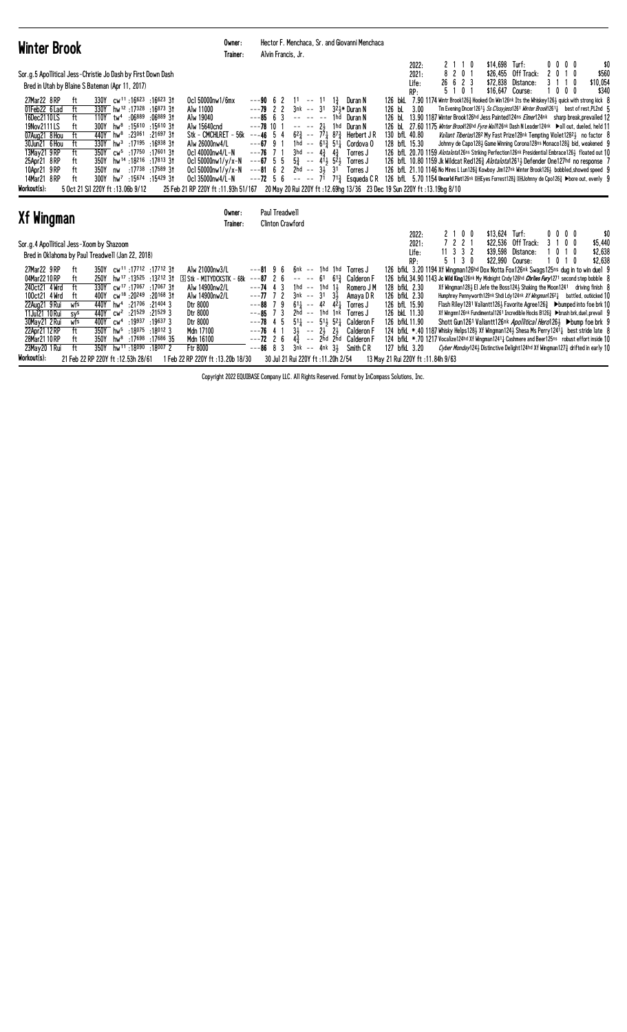## Winter Brook

Owner: Hector F. Menchaca, Sr. and Giovanni Menchaca
Trainer: Alvin Francis, Jr.

Sor.g.5 Apollitical Jess-Christie Jo Dash by First Down Dash
Bred in Utah by Blaine S Bateman (Apr 11, 2017)

| | | | | | | | | |
|---|---|---|---|---|---|---|---|---|
| 2022: | 2 1 1 0 | $14,698 | Turf: | 0 0 0 0 | $0 |
| 2021: | 8 2 0 1 | $26,455 | Off Track: | 2 0 1 0 | $560 |
| Life: | 26 6 2 3 | $72,838 | Distance: | 3 1 1 0 | $10,054 |
| RP: | 5 1 0 1 | $16,647 | Course: | 1 0 0 0 | $340 |

| | | | | | | | | | | | | |
|---|---|---|---|---|---|---|---|---|---|---|---|---|
| 27Mar22 8RP | ft | 330Y | cw11 :16623 :16623 3↑ | Ocl 50000nw1/6mx | ---90 | 6 2 | 11 -- 11 1¾ | Duran N | 126 bkL | 7.90 1174 | Wintr Brook126¾ Hooked On Win126nk Its the Whiskey126½ quick with strong kick | 8 |
| 01Feb22 6Lad | ft | 330Y | hw12 :17328 :16873 3↑ | Alw 11000 | ---79 | 2 2 | 3nk -- 31 32½* | Duran N | 126 bL | 3.00 | Tm Evening Dncer126½ Ss Cissyjess1261 Winter Brook1261½ best of rest,PL2nd | 5 |
| 16Dec2110LS | ft | 110Y | tw4 :06889 :06889 3↑ | Alw 19040 | ---85 | 6 3 | -- -- -- 1hd | Duran N | 126 bL | 13.90 1187 | Winter Brook126hd Jess Painted124ns Elmer124nk sharp break,prevailed | 12 |
| 19Nov2111LS | ft | 300Y | hw8 :15610 :15610 3↑ | Alw 15640cnd | ---78 | 10 1 | -- -- 2½ 1hd | Duran N | 126 bL | 27.60 1175 | Winter Brook126hd Fyre Wall126nk Dash N Leader124nk ▶all out, dueled, held | 11 |
| 07Aug21 8Hou | ft | 440Y | hw8 :23061 :21697 3↑ | Stk - CMCHLRET - 56k | ---46 | 5 4 | 6¾ -- 7¾ 8¾ | Herbert J R | 130 bfL | 40.80 | Valiant Tiberias128¹ My Fast Prize128nk Tempting Violet128¼ no factor | 8 |
| 30Jun21 6Hou | ft | 330Y | hw3 :17195 :16938 3↑ | Alw 26000nw4/L | ---67 | 9 1 | 1hd -- 6¼ 5¼ | Cordova O | 128 bfL | 15.30 | Johnny de Capo128¾ Game Winning Corona128ns Monaco128¾ bid, weakened | 9 |
| 13May21 9RP | ft | 350Y | cw5 :17750 :17601 3↑ | Ocl 40000nw4/L-N | ---76 | 7 1 | 3hd -- 4¾ 4¾ | Torres J | 126 bfL | 20.70 1159 | Alotalota126ns Striking Perfection126nk Presidential Embrace126¾ floated out | 10 |
| 25Apr21 8RP | ft | 350Y | hw14 :18216 :17813 3↑ | Ocl 50000nw1/y/x-N | ---67 | 5 5 | 5¾ -- 4¼ 5¼ | Torres J | 126 bfL | 10.80 1159 | Jk Wildcat Red126¾ Alotalota126¼ Defender One127hd no response | 7 |
| 10Apr21 9RP | ft | 350Y | nw :17738 :17589 3↑ | Ocl 50000nw1/y/x-N | ---81 | 6 2 | 2hd -- 3½ 31 | Torres J | 126 bfL | 21.10 1146 | No Mires L Lun126¾ Kowboy Jim127nk Winter Brook126½ bobbled,showed speed | 9 |
| 14Mar21 8RP | ft | 300Y | hw7 :15674 :15429 3↑ | Ocl 35000nw4/L-N | ---72 | 5 6 | -- -- 71 7¾ | Esqueda C R | 126 bfL | 5.70 1154 | Uncurld Fist126nk Eyes Forrest128¾ Johnny de Cpo126¾ ▶bore out, evenly | 9 |

Workout(s): 5 Oct 21 Sil 220Y ft :13.06b 9/12 | 25 Feb 21 RP 220Y ft :11.93h 51/167 | 20 May 20 Rui 220Y ft :12.69hg 13/36 | 23 Dec 19 Sun 220Y ft :13.19bg 8/10

## Xf Wingman

Owner: Paul Treadwell
Trainer: Clinton Crawford

Sor.g.4 Apollitical Jess-Xoom by Shazoom
Bred in Oklahoma by Paul Treadwell (Jan 22, 2018)

| | | | | | |
|---|---|---|---|---|---|
| 2022: | 2 1 0 0 | $13,624 | Turf: | 0 0 0 0 | $0 |
| 2021: | 7 2 2 1 | $22,536 | Off Track: | 3 1 0 0 | $5,440 |
| Life: | 11 3 3 2 | $39,598 | Distance: | 1 0 1 0 | $2,638 |
| RP: | 5 1 3 0 | $22,990 | Course: | 1 0 1 0 | $2,638 |

| | | | | | | | | | | | | |
|---|---|---|---|---|---|---|---|---|---|---|---|---|
| 27Mar22 9RP | ft | 350Y | cw11 :17712 :17712 3↑ | Alw 21000nw3/L | ---81 | 9 6 | 6nk -- 1hd 1hd | Torres J | 126 bfkL | 3.20 1194 | Xf Wingman126hd Dox Notta Fox126nk Swags125ns dug in to win duel | 9 |
| 04Mar22 10RP | ft | 250Y | hw17 :13525 :13212 3↑ | S Stk - MITYDCKSTK - 68k | ---87 | 2 6 | -- -- 61 6¼ | Calderon F | 126 bfkL | 34.90 1143 | Jc Wild King126nk My Midnight Cndy126hd Chrlies Fury1271 second step bobble | 8 |
| 24Oct21 4Wrd | ft | 330Y | cw17 :17067 :17067 3↑ | Alw 14900nw2/L | ---74 | 4 3 | 1hd -- 1hd 1½ | Romero J M | 128 bfkL | 2.30 | Xf Wingman128½ El Jefe the Boss124½ Shaking the Moon1241 driving finish | 8 |
| 10Oct21 4Wrd | ft | 400Y | cw18 :20249 :20168 3↑ | Alw 14900nw2/L | ---77 | 7 2 | 3nk -- 31 3½ | Amaya D R | 126 bfkL | 2.30 | Humphrey Pennyworth129nk Shdl Ldy124nk Xf Wingman126¼ battled, outkicked | 10 |
| 22Aug21 9Rui | wfs | 440Y | hw4 :21706 :21404 3 | Dtr 8000 | ---88 | 7 9 | 6¼ -- 42 4¼ | Torres J | 126 bfL | 15.90 | Flash Riley1281 Valiantt126½ Favorite Agree126¾ ▶bumped into foe brk | 10 |
| 11Jul21 10Rui | sys | 440Y | cw2 :21529 :21529 3 | Dtr 8000 | ---85 | 7 3 | 2hd -- 1hd 1nk | Torres J | 126 bkL | 11.30 | Xf Wngmn126nk Fundmentl1261 Incredible Hocks B126¾ ▶brush brk,duel,prevail | 9 |
| 30May21 2Rui | wfs | 400Y | cw4 :19937 :19637 3 | Dtr 8000 | ---78 | 4 5 | 5¼ -- 5¼ 5¼ | Calderon F | 126 bfkL | 11.90 | Shott Gun1261 Valiantt126nk Apollitical Hero126½ ▶bump foe brk | 9 |
| 22Apr21 12RP | ft | 350Y | hw5 :18075 :18012 3 | Mdn 17100 | ---76 | 4 1 | 3½ -- 2½ 2½ | Calderon F | 124 bfkL | *.40 1187 | Whisky Helps128½ Xf Wingman124½ Shesa Ms Perry1241¼ best stride late | 8 |
| 28Mar21 10RP | ft | 350Y | hw8 :17698 :17686 35 | Mdn 16100 | ---72 | 2 6 | 4¾ -- 2hd 2hd | Calderon F | 124 bfkL | *.70 1217 | Vocalize124hd Xf Wingman1241¼ Cashmere and Beer125ns robust effort inside | 10 |
| 23May20 1Rui | ft | 350Y | hw11 :18090 :18007 2 | Ftr 8000 | ---86 | 8 3 | 3nk -- 4nk 3½ | Smith C R | 127 bfkL | 3.20 | Cyber Monday124½ Distinctive Delight124hd Xf Wingman127¾ drifted in early | 10 |

Workout(s): 21 Feb 22 RP 220Y ft :12.53h 28/61 | 1 Feb 22 RP 220Y ft :13.20b 18/30 | 30 Jul 21 Rui 220Y ft :11.20h 2/54 | 13 May 21 Rui 220Y ft :11.84h 9/63

Copyright 2022 EQUIBASE Company LLC. All Rights Reserved. Format by InCompass Solutions, Inc.